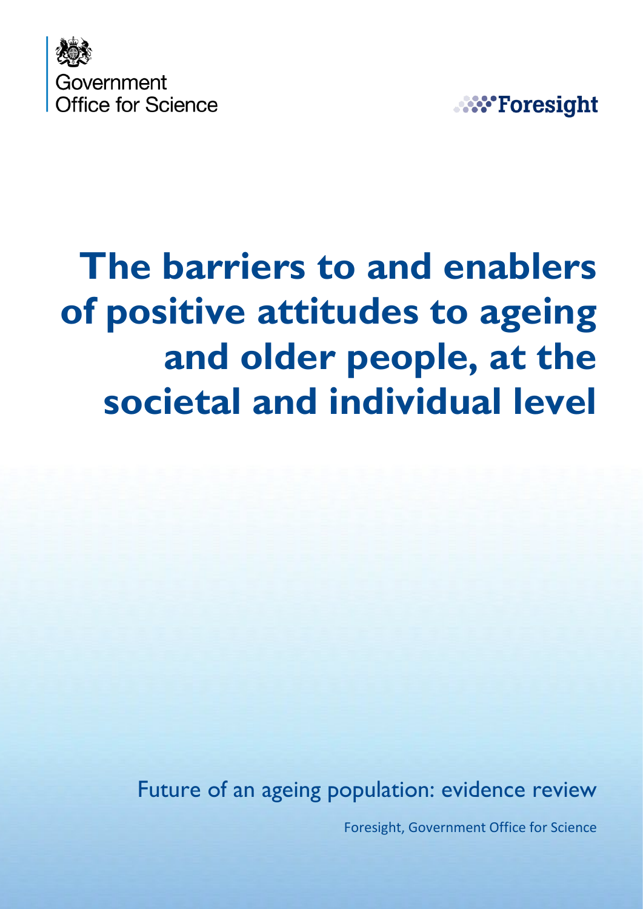Government Office for Science

Foresight

# The barriers to and enablers of positive attitudes to ageing and older people, at the societal and individual level

Future of an ageing population: evidence review

Foresight, Government Office for Science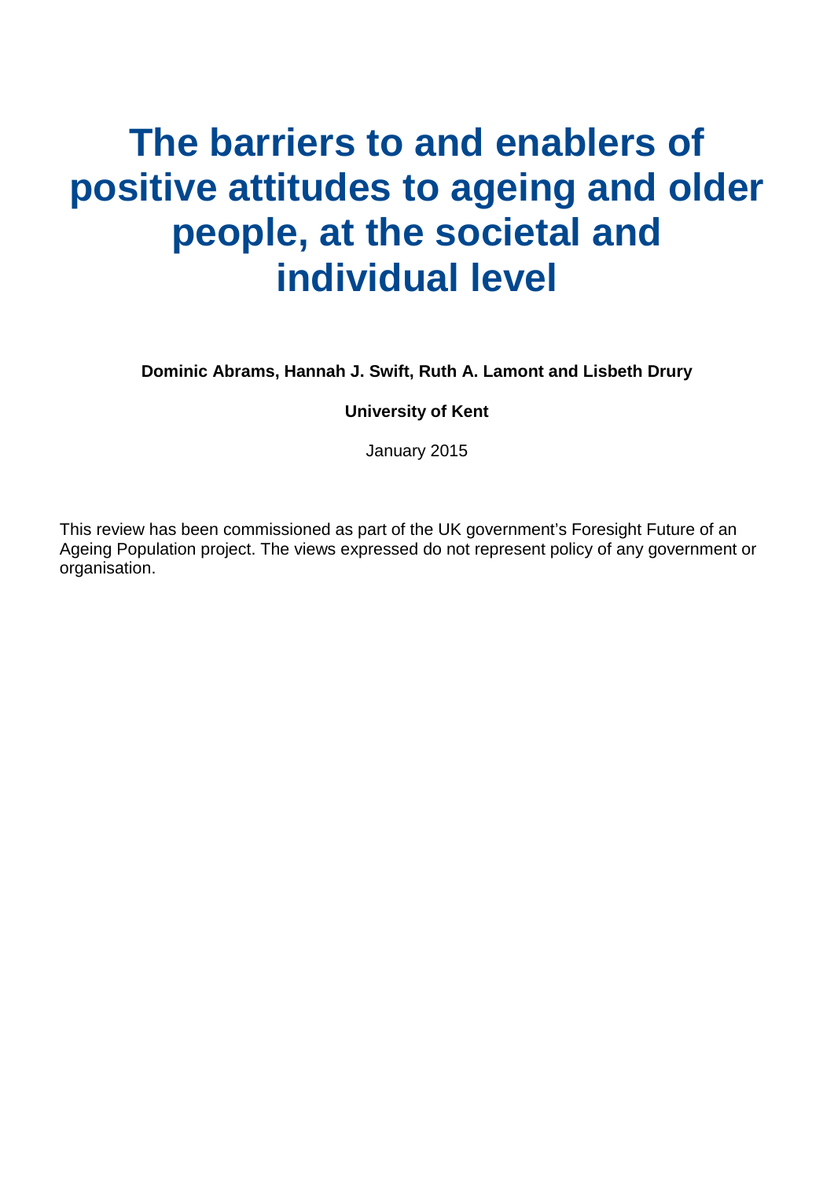# The barriers to and enablers of positive attitudes to ageing and older people, at the societal and individual level

**Dominic Abrams, Hannah J. Swift, Ruth A. Lamont and Lisbeth Drury**

**University of Kent**

January 2015

This review has been commissioned as part of the UK government's Foresight Future of an Ageing Population project. The views expressed do not represent policy of any government or organisation.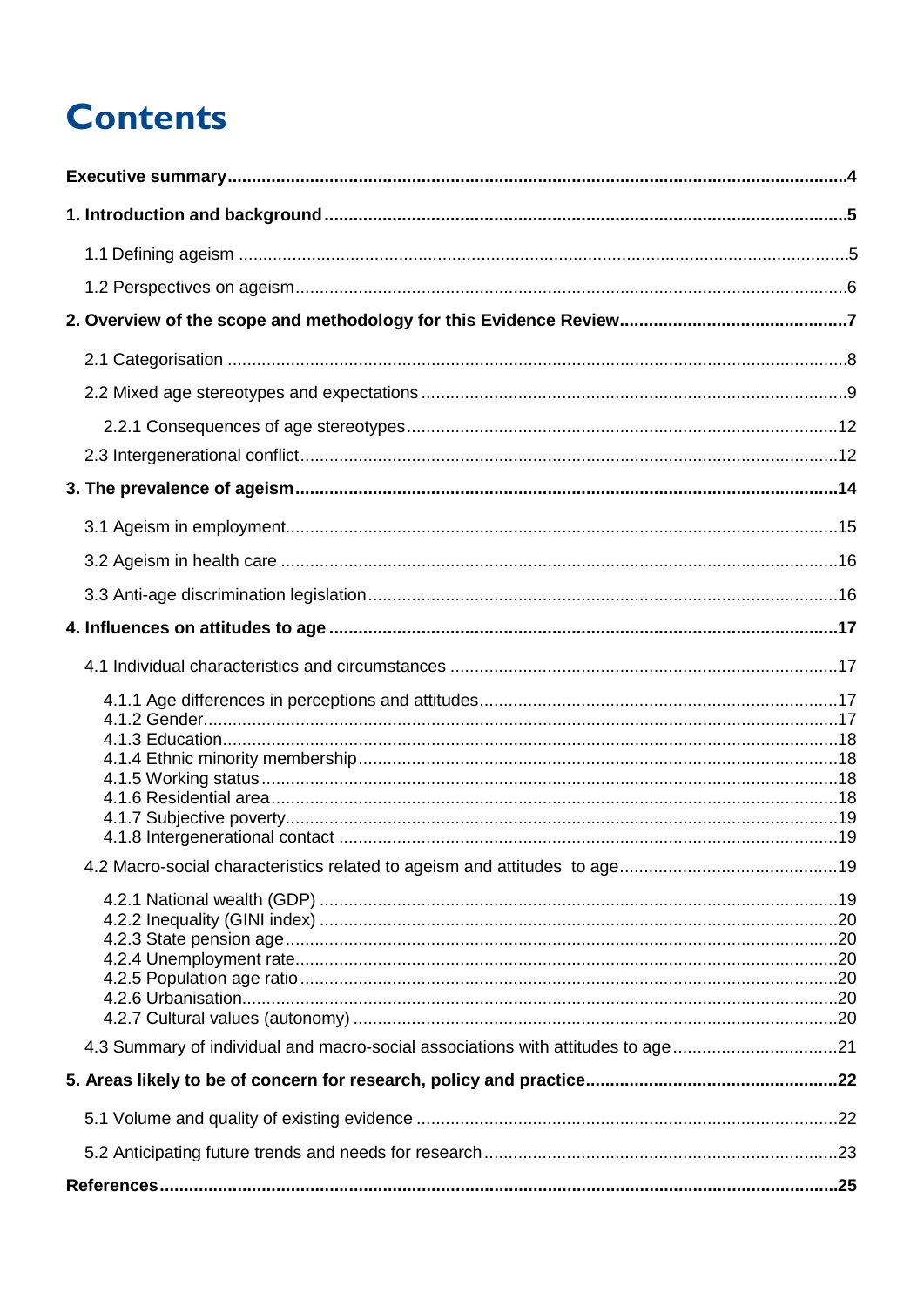# Contents

**Executive summary** ........................................ **4**

**1. Introduction and background** ........................................ **5**

1.1 Defining ageism ........................................ 5

1.2 Perspectives on ageism ........................................ 6

**2. Overview of the scope and methodology for this Evidence Review** ........................................ **7**

2.1 Categorisation ........................................ 8

2.2 Mixed age stereotypes and expectations ........................................ 9

2.2.1 Consequences of age stereotypes ........................................ 12

2.3 Intergenerational conflict ........................................ 12

**3. The prevalence of ageism** ........................................ **14**

3.1 Ageism in employment ........................................ 15

3.2 Ageism in health care ........................................ 16

3.3 Anti-age discrimination legislation ........................................ 16

**4. Influences on attitudes to age** ........................................ **17**

4.1 Individual characteristics and circumstances ........................................ 17

4.1.1 Age differences in perceptions and attitudes ........................................ 17
4.1.2 Gender ........................................ 17
4.1.3 Education ........................................ 18
4.1.4 Ethnic minority membership ........................................ 18
4.1.5 Working status ........................................ 18
4.1.6 Residential area ........................................ 18
4.1.7 Subjective poverty ........................................ 19
4.1.8 Intergenerational contact ........................................ 19

4.2 Macro-social characteristics related to ageism and attitudes to age ........................................ 19

4.2.1 National wealth (GDP) ........................................ 19
4.2.2 Inequality (GINI index) ........................................ 20
4.2.3 State pension age ........................................ 20
4.2.4 Unemployment rate ........................................ 20
4.2.5 Population age ratio ........................................ 20
4.2.6 Urbanisation ........................................ 20
4.2.7 Cultural values (autonomy) ........................................ 20

4.3 Summary of individual and macro-social associations with attitudes to age ........................................ 21

**5. Areas likely to be of concern for research, policy and practice** ........................................ **22**

5.1 Volume and quality of existing evidence ........................................ 22

5.2 Anticipating future trends and needs for research ........................................ 23

**References** ........................................ **25**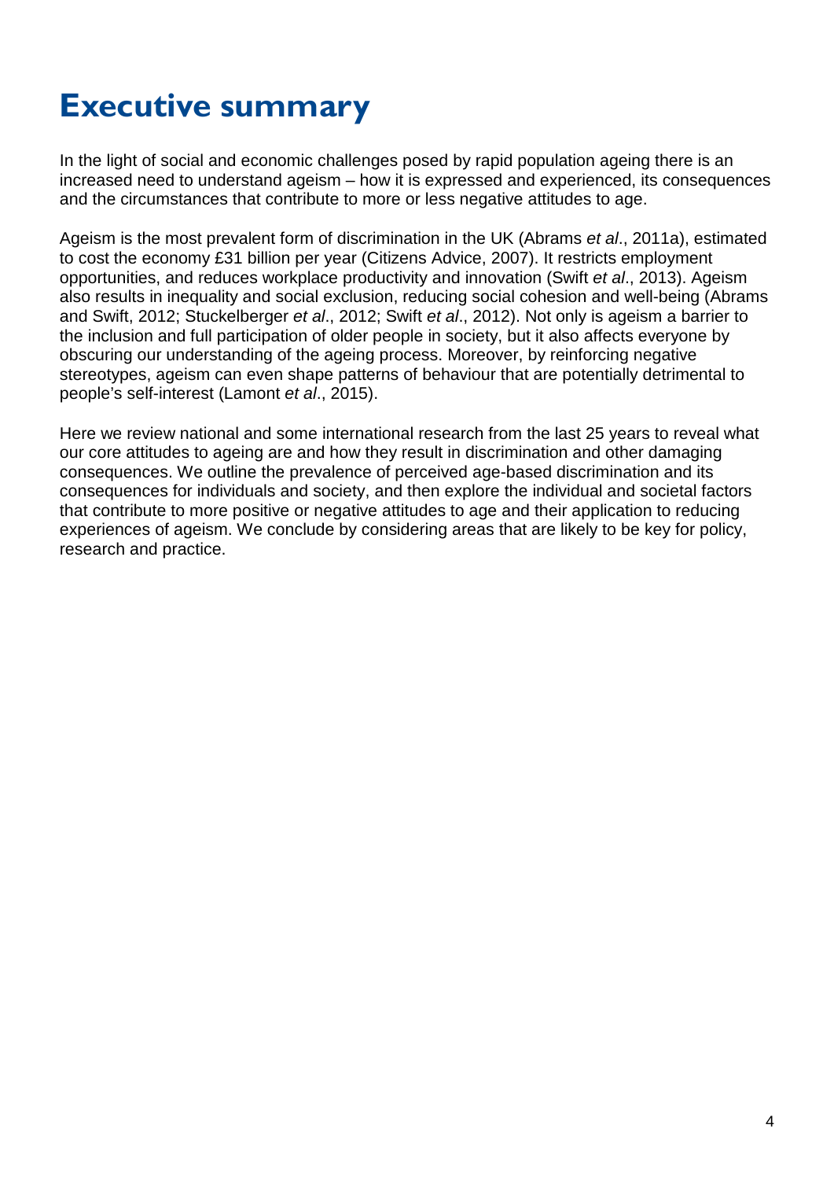# Executive summary

In the light of social and economic challenges posed by rapid population ageing there is an increased need to understand ageism – how it is expressed and experienced, its consequences and the circumstances that contribute to more or less negative attitudes to age.

Ageism is the most prevalent form of discrimination in the UK (Abrams *et al*., 2011a), estimated to cost the economy £31 billion per year (Citizens Advice, 2007). It restricts employment opportunities, and reduces workplace productivity and innovation (Swift *et al*., 2013). Ageism also results in inequality and social exclusion, reducing social cohesion and well-being (Abrams and Swift, 2012; Stuckelberger *et al*., 2012; Swift *et al*., 2012). Not only is ageism a barrier to the inclusion and full participation of older people in society, but it also affects everyone by obscuring our understanding of the ageing process. Moreover, by reinforcing negative stereotypes, ageism can even shape patterns of behaviour that are potentially detrimental to people's self-interest (Lamont *et al*., 2015).

Here we review national and some international research from the last 25 years to reveal what our core attitudes to ageing are and how they result in discrimination and other damaging consequences. We outline the prevalence of perceived age-based discrimination and its consequences for individuals and society, and then explore the individual and societal factors that contribute to more positive or negative attitudes to age and their application to reducing experiences of ageism. We conclude by considering areas that are likely to be key for policy, research and practice.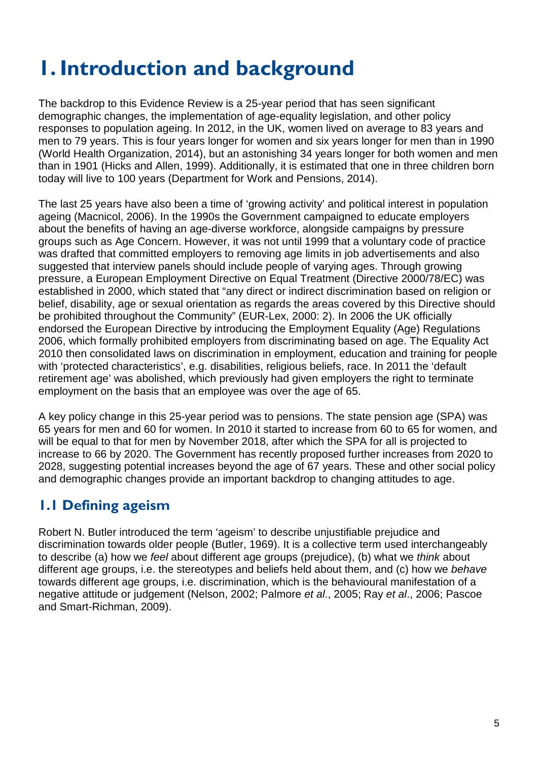# 1. Introduction and background

The backdrop to this Evidence Review is a 25-year period that has seen significant demographic changes, the implementation of age-equality legislation, and other policy responses to population ageing. In 2012, in the UK, women lived on average to 83 years and men to 79 years. This is four years longer for women and six years longer for men than in 1990 (World Health Organization, 2014), but an astonishing 34 years longer for both women and men than in 1901 (Hicks and Allen, 1999). Additionally, it is estimated that one in three children born today will live to 100 years (Department for Work and Pensions, 2014).

The last 25 years have also been a time of 'growing activity' and political interest in population ageing (Macnicol, 2006). In the 1990s the Government campaigned to educate employers about the benefits of having an age-diverse workforce, alongside campaigns by pressure groups such as Age Concern. However, it was not until 1999 that a voluntary code of practice was drafted that committed employers to removing age limits in job advertisements and also suggested that interview panels should include people of varying ages. Through growing pressure, a European Employment Directive on Equal Treatment (Directive 2000/78/EC) was established in 2000, which stated that "any direct or indirect discrimination based on religion or belief, disability, age or sexual orientation as regards the areas covered by this Directive should be prohibited throughout the Community" (EUR-Lex, 2000: 2). In 2006 the UK officially endorsed the European Directive by introducing the Employment Equality (Age) Regulations 2006, which formally prohibited employers from discriminating based on age. The Equality Act 2010 then consolidated laws on discrimination in employment, education and training for people with 'protected characteristics', e.g. disabilities, religious beliefs, race. In 2011 the 'default retirement age' was abolished, which previously had given employers the right to terminate employment on the basis that an employee was over the age of 65.

A key policy change in this 25-year period was to pensions. The state pension age (SPA) was 65 years for men and 60 for women. In 2010 it started to increase from 60 to 65 for women, and will be equal to that for men by November 2018, after which the SPA for all is projected to increase to 66 by 2020. The Government has recently proposed further increases from 2020 to 2028, suggesting potential increases beyond the age of 67 years. These and other social policy and demographic changes provide an important backdrop to changing attitudes to age.

## 1.1 Defining ageism

Robert N. Butler introduced the term 'ageism' to describe unjustifiable prejudice and discrimination towards older people (Butler, 1969). It is a collective term used interchangeably to describe (a) how we *feel* about different age groups (prejudice), (b) what we *think* about different age groups, i.e. the stereotypes and beliefs held about them, and (c) how we *behave* towards different age groups, i.e. discrimination, which is the behavioural manifestation of a negative attitude or judgement (Nelson, 2002; Palmore *et al*., 2005; Ray *et al*., 2006; Pascoe and Smart-Richman, 2009).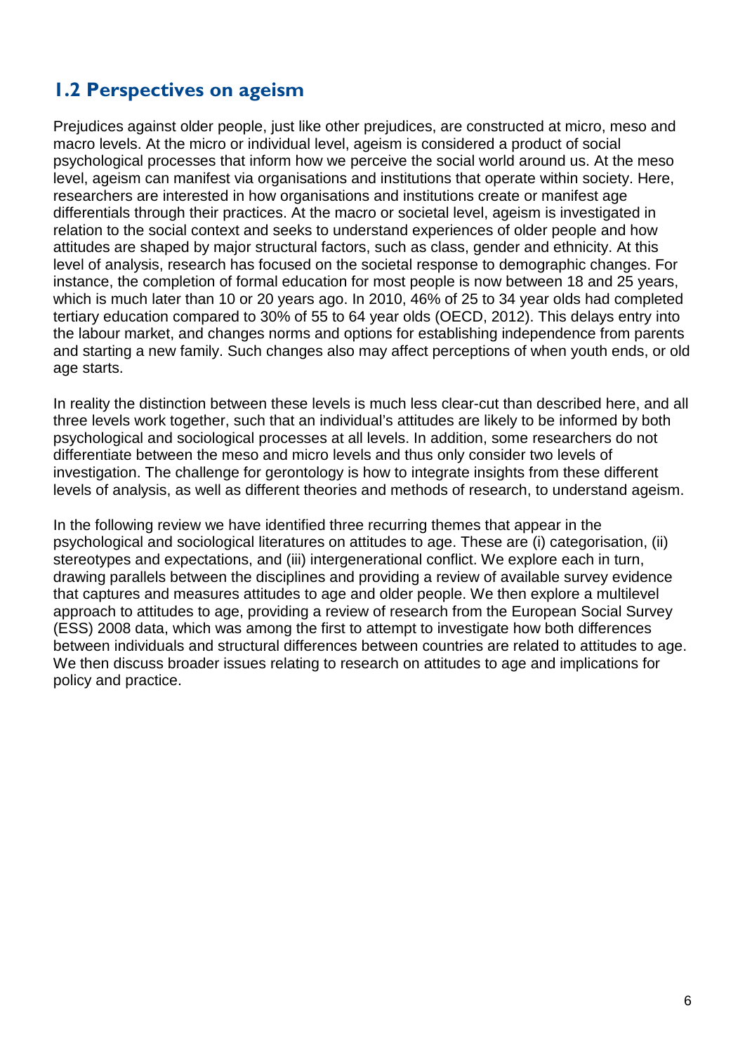## 1.2 Perspectives on ageism

Prejudices against older people, just like other prejudices, are constructed at micro, meso and macro levels. At the micro or individual level, ageism is considered a product of social psychological processes that inform how we perceive the social world around us. At the meso level, ageism can manifest via organisations and institutions that operate within society. Here, researchers are interested in how organisations and institutions create or manifest age differentials through their practices. At the macro or societal level, ageism is investigated in relation to the social context and seeks to understand experiences of older people and how attitudes are shaped by major structural factors, such as class, gender and ethnicity. At this level of analysis, research has focused on the societal response to demographic changes. For instance, the completion of formal education for most people is now between 18 and 25 years, which is much later than 10 or 20 years ago. In 2010, 46% of 25 to 34 year olds had completed tertiary education compared to 30% of 55 to 64 year olds (OECD, 2012). This delays entry into the labour market, and changes norms and options for establishing independence from parents and starting a new family. Such changes also may affect perceptions of when youth ends, or old age starts.

In reality the distinction between these levels is much less clear-cut than described here, and all three levels work together, such that an individual's attitudes are likely to be informed by both psychological and sociological processes at all levels. In addition, some researchers do not differentiate between the meso and micro levels and thus only consider two levels of investigation. The challenge for gerontology is how to integrate insights from these different levels of analysis, as well as different theories and methods of research, to understand ageism.

In the following review we have identified three recurring themes that appear in the psychological and sociological literatures on attitudes to age. These are (i) categorisation, (ii) stereotypes and expectations, and (iii) intergenerational conflict. We explore each in turn, drawing parallels between the disciplines and providing a review of available survey evidence that captures and measures attitudes to age and older people. We then explore a multilevel approach to attitudes to age, providing a review of research from the European Social Survey (ESS) 2008 data, which was among the first to attempt to investigate how both differences between individuals and structural differences between countries are related to attitudes to age. We then discuss broader issues relating to research on attitudes to age and implications for policy and practice.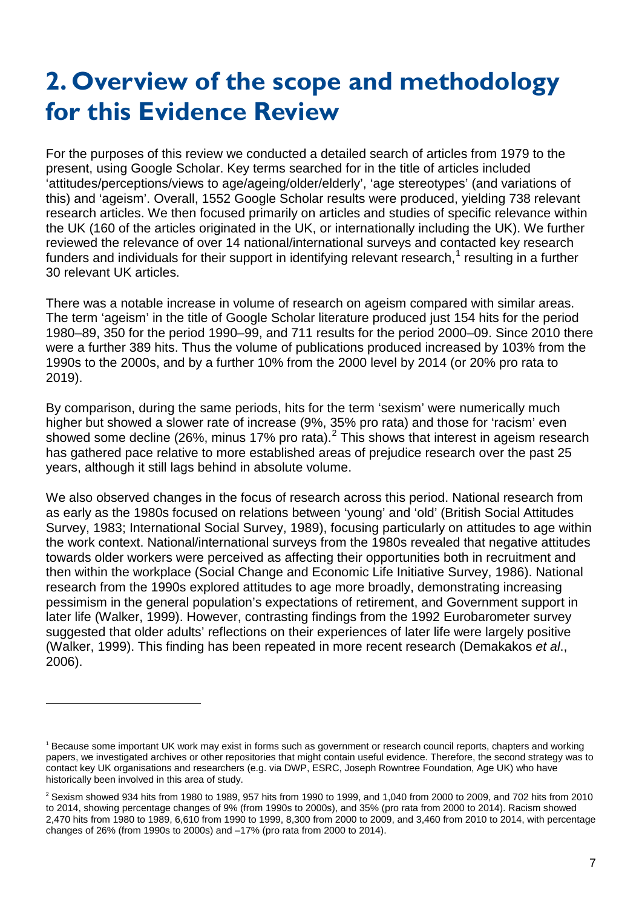# 2. Overview of the scope and methodology for this Evidence Review

For the purposes of this review we conducted a detailed search of articles from 1979 to the present, using Google Scholar. Key terms searched for in the title of articles included 'attitudes/perceptions/views to age/ageing/older/elderly', 'age stereotypes' (and variations of this) and 'ageism'. Overall, 1552 Google Scholar results were produced, yielding 738 relevant research articles. We then focused primarily on articles and studies of specific relevance within the UK (160 of the articles originated in the UK, or internationally including the UK). We further reviewed the relevance of over 14 national/international surveys and contacted key research funders and individuals for their support in identifying relevant research,[1] resulting in a further 30 relevant UK articles.

There was a notable increase in volume of research on ageism compared with similar areas. The term 'ageism' in the title of Google Scholar literature produced just 154 hits for the period 1980–89, 350 for the period 1990–99, and 711 results for the period 2000–09. Since 2010 there were a further 389 hits. Thus the volume of publications produced increased by 103% from the 1990s to the 2000s, and by a further 10% from the 2000 level by 2014 (or 20% pro rata to 2019).

By comparison, during the same periods, hits for the term 'sexism' were numerically much higher but showed a slower rate of increase (9%, 35% pro rata) and those for 'racism' even showed some decline (26%, minus 17% pro rata).[2] This shows that interest in ageism research has gathered pace relative to more established areas of prejudice research over the past 25 years, although it still lags behind in absolute volume.

We also observed changes in the focus of research across this period. National research from as early as the 1980s focused on relations between 'young' and 'old' (British Social Attitudes Survey, 1983; International Social Survey, 1989), focusing particularly on attitudes to age within the work context. National/international surveys from the 1980s revealed that negative attitudes towards older workers were perceived as affecting their opportunities both in recruitment and then within the workplace (Social Change and Economic Life Initiative Survey, 1986). National research from the 1990s explored attitudes to age more broadly, demonstrating increasing pessimism in the general population's expectations of retirement, and Government support in later life (Walker, 1999). However, contrasting findings from the 1992 Eurobarometer survey suggested that older adults' reflections on their experiences of later life were largely positive (Walker, 1999). This finding has been repeated in more recent research (Demakakos *et al*., 2006).

---

[1] Because some important UK work may exist in forms such as government or research council reports, chapters and working papers, we investigated archives or other repositories that might contain useful evidence. Therefore, the second strategy was to contact key UK organisations and researchers (e.g. via DWP, ESRC, Joseph Rowntree Foundation, Age UK) who have historically been involved in this area of study.

[2] Sexism showed 934 hits from 1980 to 1989, 957 hits from 1990 to 1999, and 1,040 from 2000 to 2009, and 702 hits from 2010 to 2014, showing percentage changes of 9% (from 1990s to 2000s), and 35% (pro rata from 2000 to 2014). Racism showed 2,470 hits from 1980 to 1989, 6,610 from 1990 to 1999, 8,300 from 2000 to 2009, and 3,460 from 2010 to 2014, with percentage changes of 26% (from 1990s to 2000s) and –17% (pro rata from 2000 to 2014).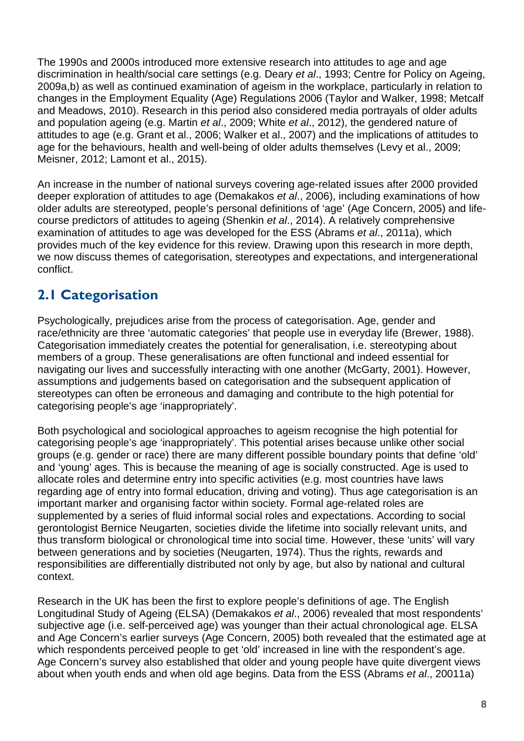The 1990s and 2000s introduced more extensive research into attitudes to age and age discrimination in health/social care settings (e.g. Deary *et al*., 1993; Centre for Policy on Ageing, 2009a,b) as well as continued examination of ageism in the workplace, particularly in relation to changes in the Employment Equality (Age) Regulations 2006 (Taylor and Walker, 1998; Metcalf and Meadows, 2010). Research in this period also considered media portrayals of older adults and population ageing (e.g. Martin *et al*., 2009; White *et al*., 2012), the gendered nature of attitudes to age (e.g. Grant et al., 2006; Walker et al., 2007) and the implications of attitudes to age for the behaviours, health and well-being of older adults themselves (Levy et al., 2009; Meisner, 2012; Lamont et al., 2015).

An increase in the number of national surveys covering age-related issues after 2000 provided deeper exploration of attitudes to age (Demakakos *et al*., 2006), including examinations of how older adults are stereotyped, people's personal definitions of 'age' (Age Concern, 2005) and life-course predictors of attitudes to ageing (Shenkin *et al*., 2014). A relatively comprehensive examination of attitudes to age was developed for the ESS (Abrams *et al*., 2011a), which provides much of the key evidence for this review. Drawing upon this research in more depth, we now discuss themes of categorisation, stereotypes and expectations, and intergenerational conflict.

## 2.1 Categorisation

Psychologically, prejudices arise from the process of categorisation. Age, gender and race/ethnicity are three 'automatic categories' that people use in everyday life (Brewer, 1988). Categorisation immediately creates the potential for generalisation, i.e. stereotyping about members of a group. These generalisations are often functional and indeed essential for navigating our lives and successfully interacting with one another (McGarty, 2001). However, assumptions and judgements based on categorisation and the subsequent application of stereotypes can often be erroneous and damaging and contribute to the high potential for categorising people's age 'inappropriately'.

Both psychological and sociological approaches to ageism recognise the high potential for categorising people's age 'inappropriately'. This potential arises because unlike other social groups (e.g. gender or race) there are many different possible boundary points that define 'old' and 'young' ages. This is because the meaning of age is socially constructed. Age is used to allocate roles and determine entry into specific activities (e.g. most countries have laws regarding age of entry into formal education, driving and voting). Thus age categorisation is an important marker and organising factor within society. Formal age-related roles are supplemented by a series of fluid informal social roles and expectations. According to social gerontologist Bernice Neugarten, societies divide the lifetime into socially relevant units, and thus transform biological or chronological time into social time. However, these 'units' will vary between generations and by societies (Neugarten, 1974). Thus the rights, rewards and responsibilities are differentially distributed not only by age, but also by national and cultural context.

Research in the UK has been the first to explore people's definitions of age. The English Longitudinal Study of Ageing (ELSA) (Demakakos *et al*., 2006) revealed that most respondents' subjective age (i.e. self-perceived age) was younger than their actual chronological age. ELSA and Age Concern's earlier surveys (Age Concern, 2005) both revealed that the estimated age at which respondents perceived people to get 'old' increased in line with the respondent's age. Age Concern's survey also established that older and young people have quite divergent views about when youth ends and when old age begins. Data from the ESS (Abrams *et al*., 20011a)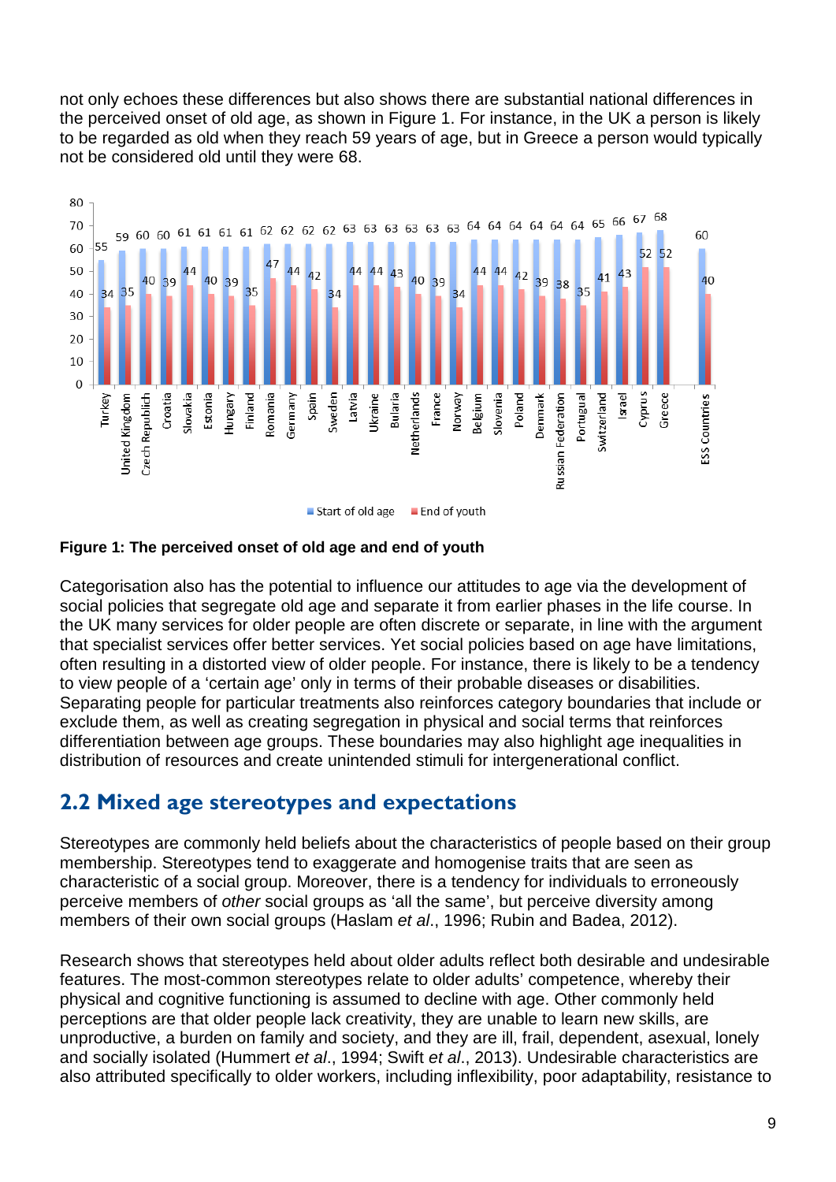not only echoes these differences but also shows there are substantial national differences in the perceived onset of old age, as shown in Figure 1. For instance, in the UK a person is likely to be regarded as old when they reach 59 years of age, but in Greece a person would typically not be considered old until they were 68.

80
70
60
50
40
30
20
10
0

55 34 Turkey
59 35 United Kingdom
60 40 Czech Republich
60 39 Croatia
61 44 Slovakia
61 40 Estonia
61 39 Hungary
61 35 Finland
62 47 Romania
62 44 Germany
62 42 Spain
62 34 Sweden
63 44 Latvia
63 44 Ukraine
63 43 Bularia
63 40 Netherlands
63 39 France
63 34 Norway
64 44 Belgium
64 44 Slovenia
64 42 Poland
64 39 Denmark
64 38 Russian Federation
64 35 Portugal
65 41 Switzerland
66 43 Israel
67 52 Cyprus
68 52 Greece
60 40 ESS Countries

Start of old age
End of youth

**Figure 1: The perceived onset of old age and end of youth**

Categorisation also has the potential to influence our attitudes to age via the development of social policies that segregate old age and separate it from earlier phases in the life course. In the UK many services for older people are often discrete or separate, in line with the argument that specialist services offer better services. Yet social policies based on age have limitations, often resulting in a distorted view of older people. For instance, there is likely to be a tendency to view people of a 'certain age' only in terms of their probable diseases or disabilities. Separating people for particular treatments also reinforces category boundaries that include or exclude them, as well as creating segregation in physical and social terms that reinforces differentiation between age groups. These boundaries may also highlight age inequalities in distribution of resources and create unintended stimuli for intergenerational conflict.

## 2.2 Mixed age stereotypes and expectations

Stereotypes are commonly held beliefs about the characteristics of people based on their group membership. Stereotypes tend to exaggerate and homogenise traits that are seen as characteristic of a social group. Moreover, there is a tendency for individuals to erroneously perceive members of *other* social groups as 'all the same', but perceive diversity among members of their own social groups (Haslam *et al*., 1996; Rubin and Badea, 2012).

Research shows that stereotypes held about older adults reflect both desirable and undesirable features. The most-common stereotypes relate to older adults' competence, whereby their physical and cognitive functioning is assumed to decline with age. Other commonly held perceptions are that older people lack creativity, they are unable to learn new skills, are unproductive, a burden on family and society, and they are ill, frail, dependent, asexual, lonely and socially isolated (Hummert *et al*., 1994; Swift *et al*., 2013). Undesirable characteristics are also attributed specifically to older workers, including inflexibility, poor adaptability, resistance to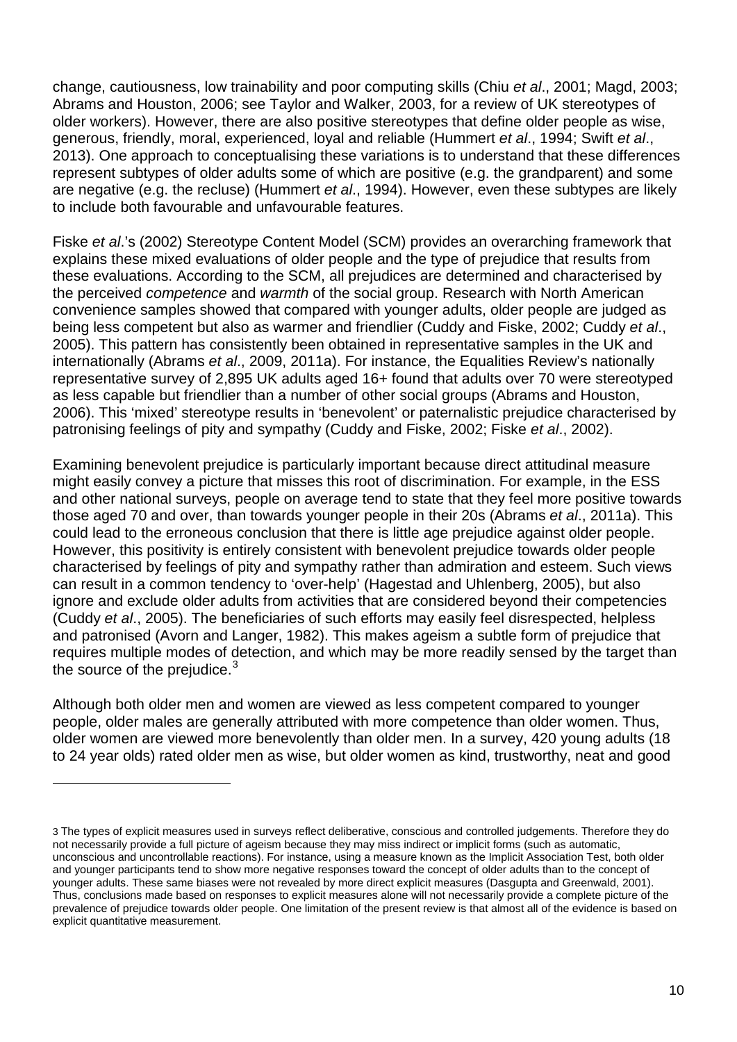change, cautiousness, low trainability and poor computing skills (Chiu *et al*., 2001; Magd, 2003; Abrams and Houston, 2006; see Taylor and Walker, 2003, for a review of UK stereotypes of older workers). However, there are also positive stereotypes that define older people as wise, generous, friendly, moral, experienced, loyal and reliable (Hummert *et al*., 1994; Swift *et al*., 2013). One approach to conceptualising these variations is to understand that these differences represent subtypes of older adults some of which are positive (e.g. the grandparent) and some are negative (e.g. the recluse) (Hummert *et al*., 1994). However, even these subtypes are likely to include both favourable and unfavourable features.

Fiske *et al*.'s (2002) Stereotype Content Model (SCM) provides an overarching framework that explains these mixed evaluations of older people and the type of prejudice that results from these evaluations. According to the SCM, all prejudices are determined and characterised by the perceived *competence* and *warmth* of the social group. Research with North American convenience samples showed that compared with younger adults, older people are judged as being less competent but also as warmer and friendlier (Cuddy and Fiske, 2002; Cuddy *et al*., 2005). This pattern has consistently been obtained in representative samples in the UK and internationally (Abrams *et al*., 2009, 2011a). For instance, the Equalities Review's nationally representative survey of 2,895 UK adults aged 16+ found that adults over 70 were stereotyped as less capable but friendlier than a number of other social groups (Abrams and Houston, 2006). This 'mixed' stereotype results in 'benevolent' or paternalistic prejudice characterised by patronising feelings of pity and sympathy (Cuddy and Fiske, 2002; Fiske *et al*., 2002).

Examining benevolent prejudice is particularly important because direct attitudinal measure might easily convey a picture that misses this root of discrimination. For example, in the ESS and other national surveys, people on average tend to state that they feel more positive towards those aged 70 and over, than towards younger people in their 20s (Abrams *et al*., 2011a). This could lead to the erroneous conclusion that there is little age prejudice against older people. However, this positivity is entirely consistent with benevolent prejudice towards older people characterised by feelings of pity and sympathy rather than admiration and esteem. Such views can result in a common tendency to 'over-help' (Hagestad and Uhlenberg, 2005), but also ignore and exclude older adults from activities that are considered beyond their competencies (Cuddy *et al*., 2005). The beneficiaries of such efforts may easily feel disrespected, helpless and patronised (Avorn and Langer, 1982). This makes ageism a subtle form of prejudice that requires multiple modes of detection, and which may be more readily sensed by the target than the source of the prejudice.[3]

Although both older men and women are viewed as less competent compared to younger people, older males are generally attributed with more competence than older women. Thus, older women are viewed more benevolently than older men. In a survey, 420 young adults (18 to 24 year olds) rated older men as wise, but older women as kind, trustworthy, neat and good

---

3 The types of explicit measures used in surveys reflect deliberative, conscious and controlled judgements. Therefore they do not necessarily provide a full picture of ageism because they may miss indirect or implicit forms (such as automatic, unconscious and uncontrollable reactions). For instance, using a measure known as the Implicit Association Test, both older and younger participants tend to show more negative responses toward the concept of older adults than to the concept of younger adults. These same biases were not revealed by more direct explicit measures (Dasgupta and Greenwald, 2001). Thus, conclusions made based on responses to explicit measures alone will not necessarily provide a complete picture of the prevalence of prejudice towards older people. One limitation of the present review is that almost all of the evidence is based on explicit quantitative measurement.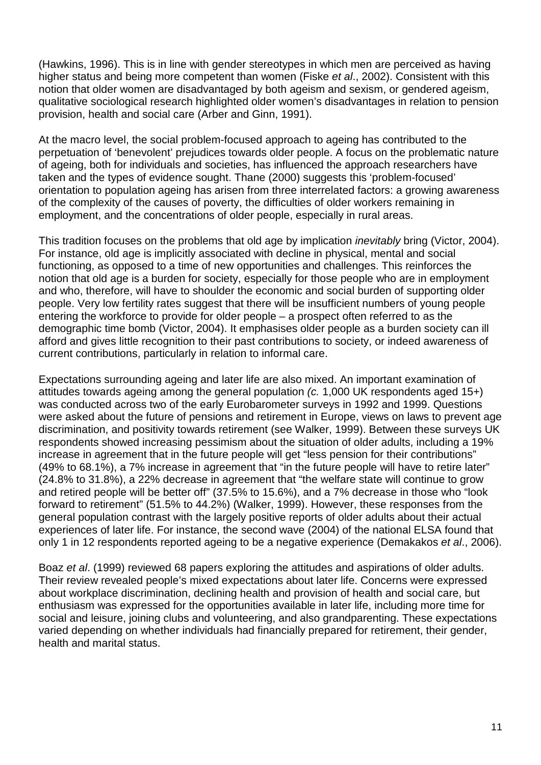(Hawkins, 1996). This is in line with gender stereotypes in which men are perceived as having higher status and being more competent than women (Fiske *et al*., 2002). Consistent with this notion that older women are disadvantaged by both ageism and sexism, or gendered ageism, qualitative sociological research highlighted older women's disadvantages in relation to pension provision, health and social care (Arber and Ginn, 1991).

At the macro level, the social problem-focused approach to ageing has contributed to the perpetuation of 'benevolent' prejudices towards older people. A focus on the problematic nature of ageing, both for individuals and societies, has influenced the approach researchers have taken and the types of evidence sought. Thane (2000) suggests this 'problem-focused' orientation to population ageing has arisen from three interrelated factors: a growing awareness of the complexity of the causes of poverty, the difficulties of older workers remaining in employment, and the concentrations of older people, especially in rural areas.

This tradition focuses on the problems that old age by implication *inevitably* bring (Victor, 2004). For instance, old age is implicitly associated with decline in physical, mental and social functioning, as opposed to a time of new opportunities and challenges. This reinforces the notion that old age is a burden for society, especially for those people who are in employment and who, therefore, will have to shoulder the economic and social burden of supporting older people. Very low fertility rates suggest that there will be insufficient numbers of young people entering the workforce to provide for older people – a prospect often referred to as the demographic time bomb (Victor, 2004). It emphasises older people as a burden society can ill afford and gives little recognition to their past contributions to society, or indeed awareness of current contributions, particularly in relation to informal care.

Expectations surrounding ageing and later life are also mixed. An important examination of attitudes towards ageing among the general population *(c.* 1,000 UK respondents aged 15+) was conducted across two of the early Eurobarometer surveys in 1992 and 1999. Questions were asked about the future of pensions and retirement in Europe, views on laws to prevent age discrimination, and positivity towards retirement (see Walker, 1999). Between these surveys UK respondents showed increasing pessimism about the situation of older adults, including a 19% increase in agreement that in the future people will get "less pension for their contributions" (49% to 68.1%), a 7% increase in agreement that "in the future people will have to retire later" (24.8% to 31.8%), a 22% decrease in agreement that "the welfare state will continue to grow and retired people will be better off" (37.5% to 15.6%), and a 7% decrease in those who "look forward to retirement" (51.5% to 44.2%) (Walker, 1999). However, these responses from the general population contrast with the largely positive reports of older adults about their actual experiences of later life. For instance, the second wave (2004) of the national ELSA found that only 1 in 12 respondents reported ageing to be a negative experience (Demakakos *et al*., 2006).

Boaz *et al*. (1999) reviewed 68 papers exploring the attitudes and aspirations of older adults. Their review revealed people's mixed expectations about later life. Concerns were expressed about workplace discrimination, declining health and provision of health and social care, but enthusiasm was expressed for the opportunities available in later life, including more time for social and leisure, joining clubs and volunteering, and also grandparenting. These expectations varied depending on whether individuals had financially prepared for retirement, their gender, health and marital status.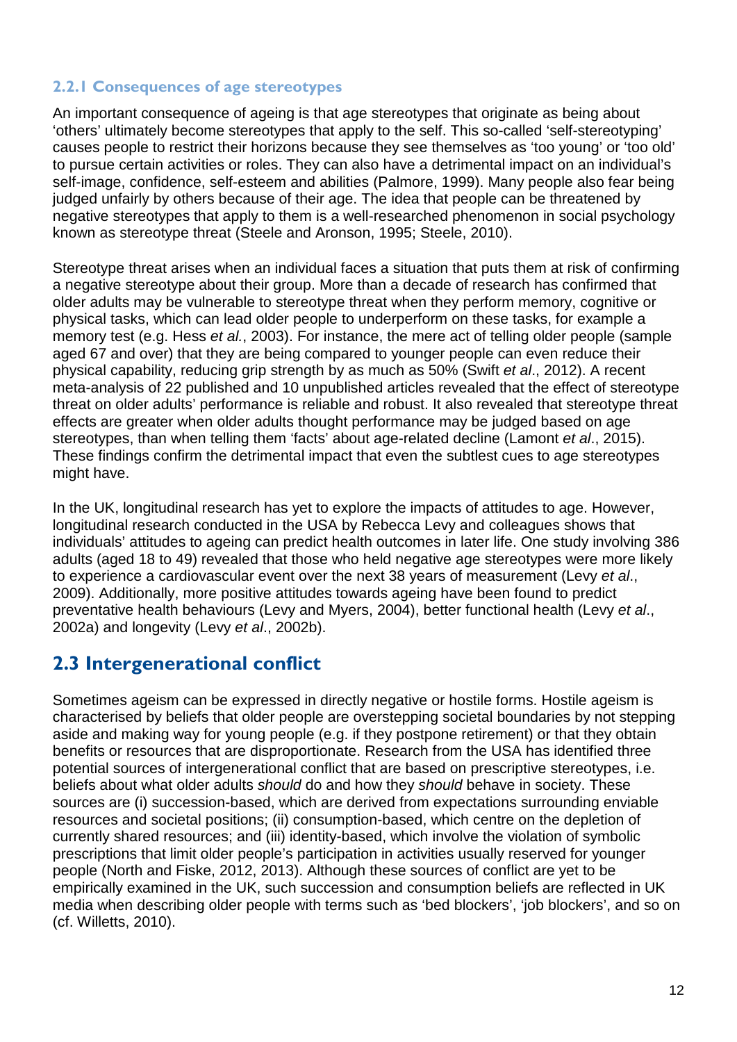### 2.2.1 Consequences of age stereotypes

An important consequence of ageing is that age stereotypes that originate as being about 'others' ultimately become stereotypes that apply to the self. This so-called 'self-stereotyping' causes people to restrict their horizons because they see themselves as 'too young' or 'too old' to pursue certain activities or roles. They can also have a detrimental impact on an individual's self-image, confidence, self-esteem and abilities (Palmore, 1999). Many people also fear being judged unfairly by others because of their age. The idea that people can be threatened by negative stereotypes that apply to them is a well-researched phenomenon in social psychology known as stereotype threat (Steele and Aronson, 1995; Steele, 2010).

Stereotype threat arises when an individual faces a situation that puts them at risk of confirming a negative stereotype about their group. More than a decade of research has confirmed that older adults may be vulnerable to stereotype threat when they perform memory, cognitive or physical tasks, which can lead older people to underperform on these tasks, for example a memory test (e.g. Hess *et al.*, 2003). For instance, the mere act of telling older people (sample aged 67 and over) that they are being compared to younger people can even reduce their physical capability, reducing grip strength by as much as 50% (Swift *et al*., 2012). A recent meta-analysis of 22 published and 10 unpublished articles revealed that the effect of stereotype threat on older adults' performance is reliable and robust. It also revealed that stereotype threat effects are greater when older adults thought performance may be judged based on age stereotypes, than when telling them 'facts' about age-related decline (Lamont *et al*., 2015). These findings confirm the detrimental impact that even the subtlest cues to age stereotypes might have.

In the UK, longitudinal research has yet to explore the impacts of attitudes to age. However, longitudinal research conducted in the USA by Rebecca Levy and colleagues shows that individuals' attitudes to ageing can predict health outcomes in later life. One study involving 386 adults (aged 18 to 49) revealed that those who held negative age stereotypes were more likely to experience a cardiovascular event over the next 38 years of measurement (Levy *et al*., 2009). Additionally, more positive attitudes towards ageing have been found to predict preventative health behaviours (Levy and Myers, 2004), better functional health (Levy *et al*., 2002a) and longevity (Levy *et al*., 2002b).

## 2.3 Intergenerational conflict

Sometimes ageism can be expressed in directly negative or hostile forms. Hostile ageism is characterised by beliefs that older people are overstepping societal boundaries by not stepping aside and making way for young people (e.g. if they postpone retirement) or that they obtain benefits or resources that are disproportionate. Research from the USA has identified three potential sources of intergenerational conflict that are based on prescriptive stereotypes, i.e. beliefs about what older adults *should* do and how they *should* behave in society. These sources are (i) succession-based, which are derived from expectations surrounding enviable resources and societal positions; (ii) consumption-based, which centre on the depletion of currently shared resources; and (iii) identity-based, which involve the violation of symbolic prescriptions that limit older people's participation in activities usually reserved for younger people (North and Fiske, 2012, 2013). Although these sources of conflict are yet to be empirically examined in the UK, such succession and consumption beliefs are reflected in UK media when describing older people with terms such as 'bed blockers', 'job blockers', and so on (cf. Willetts, 2010).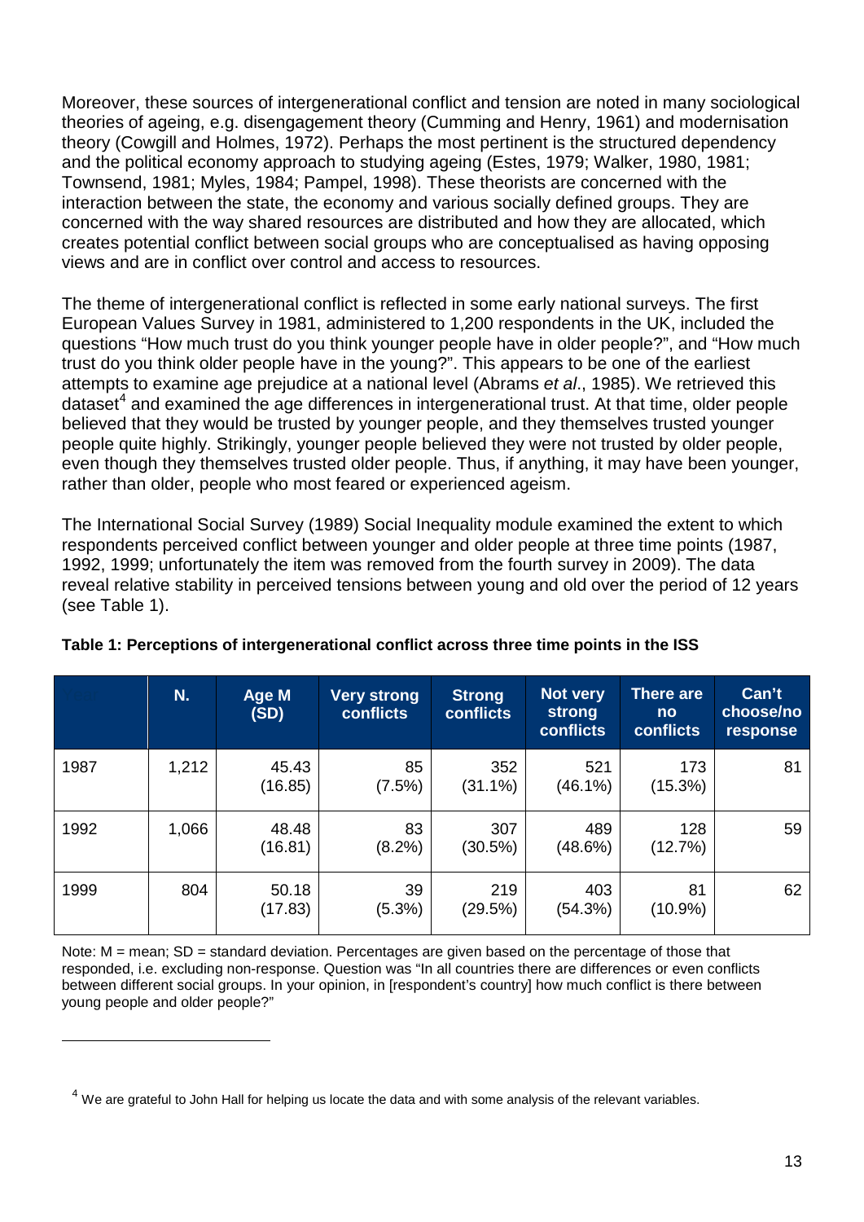Moreover, these sources of intergenerational conflict and tension are noted in many sociological theories of ageing, e.g. disengagement theory (Cumming and Henry, 1961) and modernisation theory (Cowgill and Holmes, 1972). Perhaps the most pertinent is the structured dependency and the political economy approach to studying ageing (Estes, 1979; Walker, 1980, 1981; Townsend, 1981; Myles, 1984; Pampel, 1998). These theorists are concerned with the interaction between the state, the economy and various socially defined groups. They are concerned with the way shared resources are distributed and how they are allocated, which creates potential conflict between social groups who are conceptualised as having opposing views and are in conflict over control and access to resources.

The theme of intergenerational conflict is reflected in some early national surveys. The first European Values Survey in 1981, administered to 1,200 respondents in the UK, included the questions "How much trust do you think younger people have in older people?", and "How much trust do you think older people have in the young?". This appears to be one of the earliest attempts to examine age prejudice at a national level (Abrams *et al*., 1985). We retrieved this dataset[4] and examined the age differences in intergenerational trust. At that time, older people believed that they would be trusted by younger people, and they themselves trusted younger people quite highly. Strikingly, younger people believed they were not trusted by older people, even though they themselves trusted older people. Thus, if anything, it may have been younger, rather than older, people who most feared or experienced ageism.

The International Social Survey (1989) Social Inequality module examined the extent to which respondents perceived conflict between younger and older people at three time points (1987, 1992, 1999; unfortunately the item was removed from the fourth survey in 2009). The data reveal relative stability in perceived tensions between young and old over the period of 12 years (see Table 1).

**Table 1: Perceptions of intergenerational conflict across three time points in the ISS**

| | N. | Age M (SD) | Very strong conflicts | Strong conflicts | Not very strong conflicts | There are no conflicts | Can't choose/no response |
|---|---|---|---|---|---|---|---|
| 1987 | 1,212 | 45.43 (16.85) | 85 (7.5%) | 352 (31.1%) | 521 (46.1%) | 173 (15.3%) | 81 |
| 1992 | 1,066 | 48.48 (16.81) | 83 (8.2%) | 307 (30.5%) | 489 (48.6%) | 128 (12.7%) | 59 |
| 1999 | 804 | 50.18 (17.83) | 39 (5.3%) | 219 (29.5%) | 403 (54.3%) | 81 (10.9%) | 62 |

Note: M = mean; SD = standard deviation. Percentages are given based on the percentage of those that responded, i.e. excluding non-response. Question was "In all countries there are differences or even conflicts between different social groups. In your opinion, in [respondent's country] how much conflict is there between young people and older people?"

[4] We are grateful to John Hall for helping us locate the data and with some analysis of the relevant variables.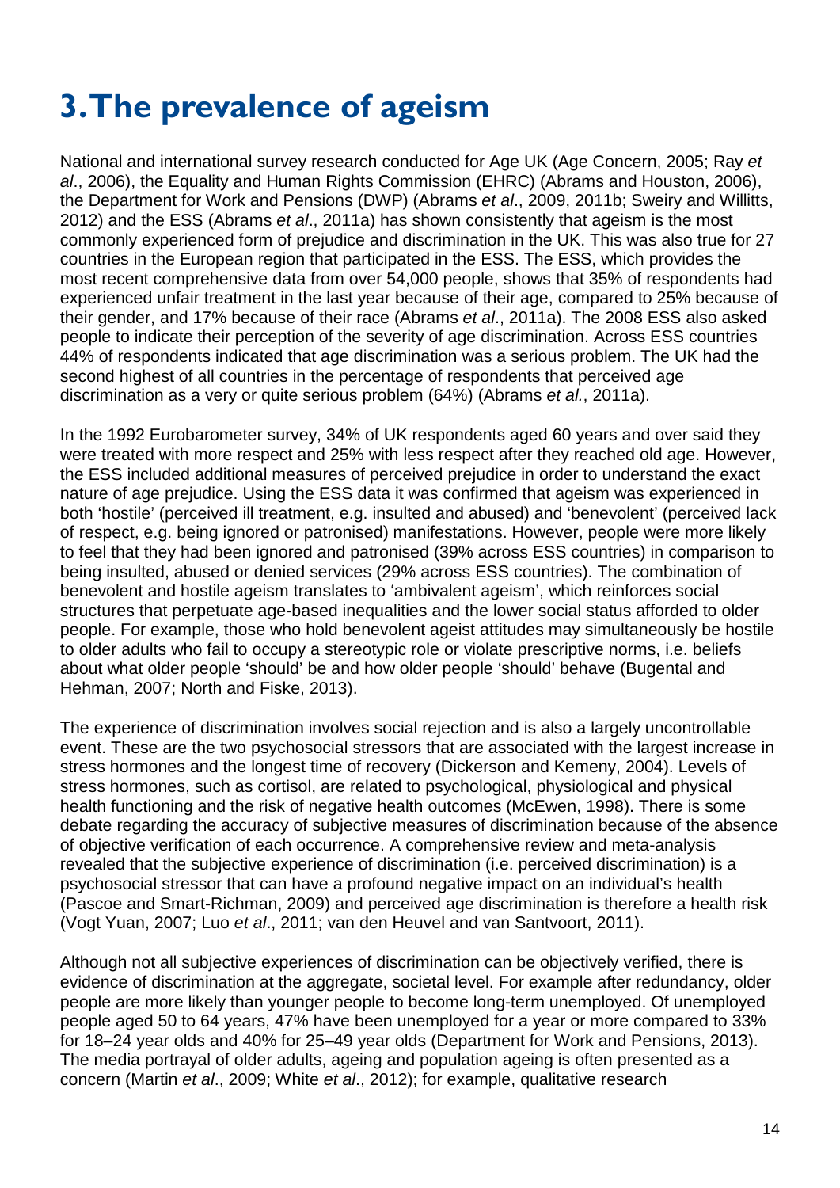# 3. The prevalence of ageism

National and international survey research conducted for Age UK (Age Concern, 2005; Ray *et al*., 2006), the Equality and Human Rights Commission (EHRC) (Abrams and Houston, 2006), the Department for Work and Pensions (DWP) (Abrams *et al*., 2009, 2011b; Sweiry and Willitts, 2012) and the ESS (Abrams *et al*., 2011a) has shown consistently that ageism is the most commonly experienced form of prejudice and discrimination in the UK. This was also true for 27 countries in the European region that participated in the ESS. The ESS, which provides the most recent comprehensive data from over 54,000 people, shows that 35% of respondents had experienced unfair treatment in the last year because of their age, compared to 25% because of their gender, and 17% because of their race (Abrams *et al*., 2011a). The 2008 ESS also asked people to indicate their perception of the severity of age discrimination. Across ESS countries 44% of respondents indicated that age discrimination was a serious problem. The UK had the second highest of all countries in the percentage of respondents that perceived age discrimination as a very or quite serious problem (64%) (Abrams *et al.*, 2011a).

In the 1992 Eurobarometer survey, 34% of UK respondents aged 60 years and over said they were treated with more respect and 25% with less respect after they reached old age. However, the ESS included additional measures of perceived prejudice in order to understand the exact nature of age prejudice. Using the ESS data it was confirmed that ageism was experienced in both 'hostile' (perceived ill treatment, e.g. insulted and abused) and 'benevolent' (perceived lack of respect, e.g. being ignored or patronised) manifestations. However, people were more likely to feel that they had been ignored and patronised (39% across ESS countries) in comparison to being insulted, abused or denied services (29% across ESS countries). The combination of benevolent and hostile ageism translates to 'ambivalent ageism', which reinforces social structures that perpetuate age-based inequalities and the lower social status afforded to older people. For example, those who hold benevolent ageist attitudes may simultaneously be hostile to older adults who fail to occupy a stereotypic role or violate prescriptive norms, i.e. beliefs about what older people 'should' be and how older people 'should' behave (Bugental and Hehman, 2007; North and Fiske, 2013).

The experience of discrimination involves social rejection and is also a largely uncontrollable event. These are the two psychosocial stressors that are associated with the largest increase in stress hormones and the longest time of recovery (Dickerson and Kemeny, 2004). Levels of stress hormones, such as cortisol, are related to psychological, physiological and physical health functioning and the risk of negative health outcomes (McEwen, 1998). There is some debate regarding the accuracy of subjective measures of discrimination because of the absence of objective verification of each occurrence. A comprehensive review and meta-analysis revealed that the subjective experience of discrimination (i.e. perceived discrimination) is a psychosocial stressor that can have a profound negative impact on an individual's health (Pascoe and Smart-Richman, 2009) and perceived age discrimination is therefore a health risk (Vogt Yuan, 2007; Luo *et al*., 2011; van den Heuvel and van Santvoort, 2011).

Although not all subjective experiences of discrimination can be objectively verified, there is evidence of discrimination at the aggregate, societal level. For example after redundancy, older people are more likely than younger people to become long-term unemployed. Of unemployed people aged 50 to 64 years, 47% have been unemployed for a year or more compared to 33% for 18–24 year olds and 40% for 25–49 year olds (Department for Work and Pensions, 2013). The media portrayal of older adults, ageing and population ageing is often presented as a concern (Martin *et al*., 2009; White *et al*., 2012); for example, qualitative research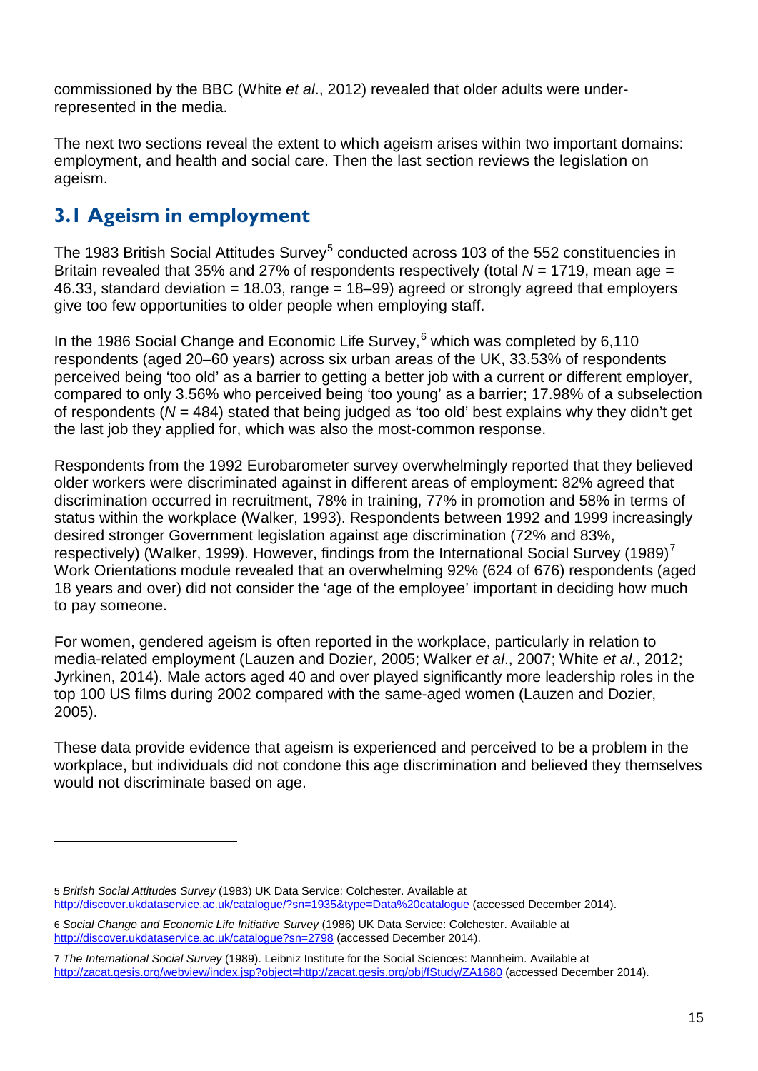commissioned by the BBC (White *et al*., 2012) revealed that older adults were under-represented in the media.

The next two sections reveal the extent to which ageism arises within two important domains: employment, and health and social care. Then the last section reviews the legislation on ageism.

## 3.1 Ageism in employment

The 1983 British Social Attitudes Survey[5] conducted across 103 of the 552 constituencies in Britain revealed that 35% and 27% of respondents respectively (total $N$ = 1719, mean age = 46.33, standard deviation = 18.03, range = 18–99) agreed or strongly agreed that employers give too few opportunities to older people when employing staff.

In the 1986 Social Change and Economic Life Survey,[6] which was completed by 6,110 respondents (aged 20–60 years) across six urban areas of the UK, 33.53% of respondents perceived being 'too old' as a barrier to getting a better job with a current or different employer, compared to only 3.56% who perceived being 'too young' as a barrier; 17.98% of a subselection of respondents ($N$ = 484) stated that being judged as 'too old' best explains why they didn't get the last job they applied for, which was also the most-common response.

Respondents from the 1992 Eurobarometer survey overwhelmingly reported that they believed older workers were discriminated against in different areas of employment: 82% agreed that discrimination occurred in recruitment, 78% in training, 77% in promotion and 58% in terms of status within the workplace (Walker, 1993). Respondents between 1992 and 1999 increasingly desired stronger Government legislation against age discrimination (72% and 83%, respectively) (Walker, 1999). However, findings from the International Social Survey (1989)[7] Work Orientations module revealed that an overwhelming 92% (624 of 676) respondents (aged 18 years and over) did not consider the 'age of the employee' important in deciding how much to pay someone.

For women, gendered ageism is often reported in the workplace, particularly in relation to media-related employment (Lauzen and Dozier, 2005; Walker *et al*., 2007; White *et al*., 2012; Jyrkinen, 2014). Male actors aged 40 and over played significantly more leadership roles in the top 100 US films during 2002 compared with the same-aged women (Lauzen and Dozier, 2005).

These data provide evidence that ageism is experienced and perceived to be a problem in the workplace, but individuals did not condone this age discrimination and believed they themselves would not discriminate based on age.

---

5 *British Social Attitudes Survey* (1983) UK Data Service: Colchester. Available at http://discover.ukdataservice.ac.uk/catalogue/?sn=1935&type=Data%20catalogue (accessed December 2014).

6 *Social Change and Economic Life Initiative Survey* (1986) UK Data Service: Colchester. Available at http://discover.ukdataservice.ac.uk/catalogue?sn=2798 (accessed December 2014).

7 *The International Social Survey* (1989). Leibniz Institute for the Social Sciences: Mannheim. Available at http://zacat.gesis.org/webview/index.jsp?object=http://zacat.gesis.org/obj/fStudy/ZA1680 (accessed December 2014).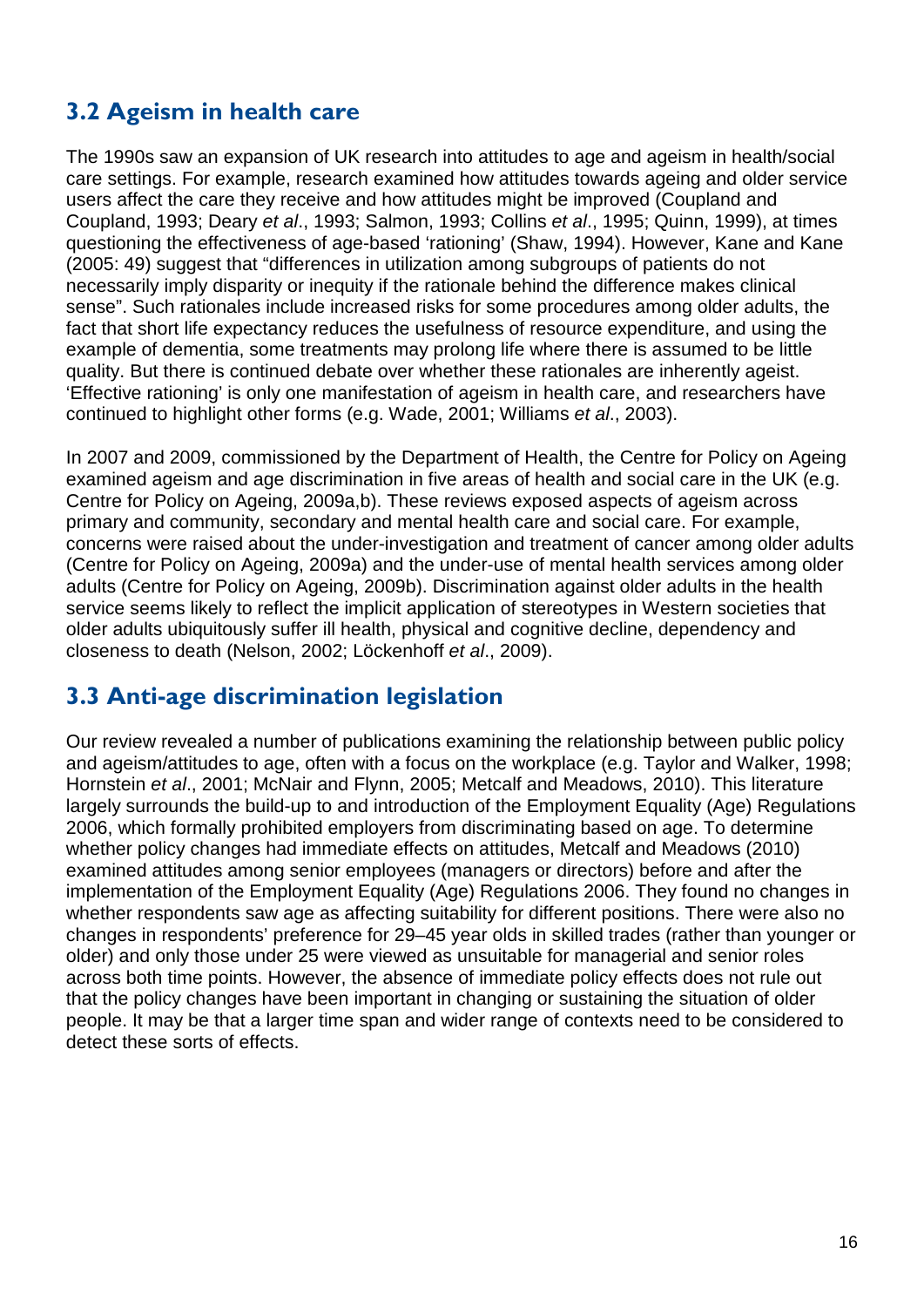## 3.2 Ageism in health care

The 1990s saw an expansion of UK research into attitudes to age and ageism in health/social care settings. For example, research examined how attitudes towards ageing and older service users affect the care they receive and how attitudes might be improved (Coupland and Coupland, 1993; Deary *et al*., 1993; Salmon, 1993; Collins *et al*., 1995; Quinn, 1999), at times questioning the effectiveness of age-based 'rationing' (Shaw, 1994). However, Kane and Kane (2005: 49) suggest that "differences in utilization among subgroups of patients do not necessarily imply disparity or inequity if the rationale behind the difference makes clinical sense". Such rationales include increased risks for some procedures among older adults, the fact that short life expectancy reduces the usefulness of resource expenditure, and using the example of dementia, some treatments may prolong life where there is assumed to be little quality. But there is continued debate over whether these rationales are inherently ageist. 'Effective rationing' is only one manifestation of ageism in health care, and researchers have continued to highlight other forms (e.g. Wade, 2001; Williams *et al*., 2003).

In 2007 and 2009, commissioned by the Department of Health, the Centre for Policy on Ageing examined ageism and age discrimination in five areas of health and social care in the UK (e.g. Centre for Policy on Ageing, 2009a,b). These reviews exposed aspects of ageism across primary and community, secondary and mental health care and social care. For example, concerns were raised about the under-investigation and treatment of cancer among older adults (Centre for Policy on Ageing, 2009a) and the under-use of mental health services among older adults (Centre for Policy on Ageing, 2009b). Discrimination against older adults in the health service seems likely to reflect the implicit application of stereotypes in Western societies that older adults ubiquitously suffer ill health, physical and cognitive decline, dependency and closeness to death (Nelson, 2002; Löckenhoff *et al*., 2009).

## 3.3 Anti-age discrimination legislation

Our review revealed a number of publications examining the relationship between public policy and ageism/attitudes to age, often with a focus on the workplace (e.g. Taylor and Walker, 1998; Hornstein *et al*., 2001; McNair and Flynn, 2005; Metcalf and Meadows, 2010). This literature largely surrounds the build-up to and introduction of the Employment Equality (Age) Regulations 2006, which formally prohibited employers from discriminating based on age. To determine whether policy changes had immediate effects on attitudes, Metcalf and Meadows (2010) examined attitudes among senior employees (managers or directors) before and after the implementation of the Employment Equality (Age) Regulations 2006. They found no changes in whether respondents saw age as affecting suitability for different positions. There were also no changes in respondents' preference for 29–45 year olds in skilled trades (rather than younger or older) and only those under 25 were viewed as unsuitable for managerial and senior roles across both time points. However, the absence of immediate policy effects does not rule out that the policy changes have been important in changing or sustaining the situation of older people. It may be that a larger time span and wider range of contexts need to be considered to detect these sorts of effects.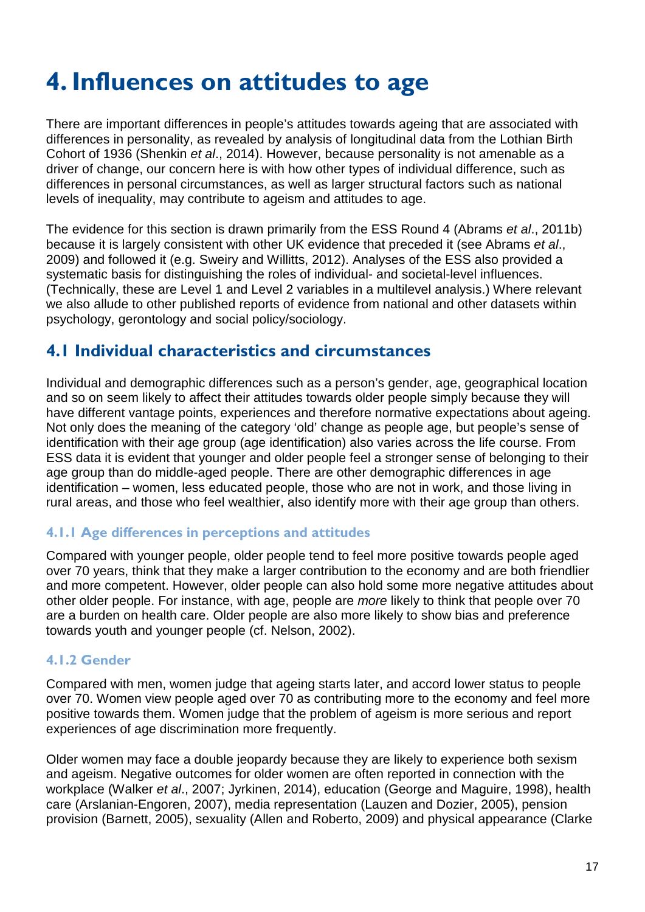# 4. Influences on attitudes to age

There are important differences in people's attitudes towards ageing that are associated with differences in personality, as revealed by analysis of longitudinal data from the Lothian Birth Cohort of 1936 (Shenkin *et al*., 2014). However, because personality is not amenable as a driver of change, our concern here is with how other types of individual difference, such as differences in personal circumstances, as well as larger structural factors such as national levels of inequality, may contribute to ageism and attitudes to age.

The evidence for this section is drawn primarily from the ESS Round 4 (Abrams *et al*., 2011b) because it is largely consistent with other UK evidence that preceded it (see Abrams *et al*., 2009) and followed it (e.g. Sweiry and Willitts, 2012). Analyses of the ESS also provided a systematic basis for distinguishing the roles of individual- and societal-level influences. (Technically, these are Level 1 and Level 2 variables in a multilevel analysis.) Where relevant we also allude to other published reports of evidence from national and other datasets within psychology, gerontology and social policy/sociology.

## 4.1 Individual characteristics and circumstances

Individual and demographic differences such as a person's gender, age, geographical location and so on seem likely to affect their attitudes towards older people simply because they will have different vantage points, experiences and therefore normative expectations about ageing. Not only does the meaning of the category 'old' change as people age, but people's sense of identification with their age group (age identification) also varies across the life course. From ESS data it is evident that younger and older people feel a stronger sense of belonging to their age group than do middle-aged people. There are other demographic differences in age identification – women, less educated people, those who are not in work, and those living in rural areas, and those who feel wealthier, also identify more with their age group than others.

### 4.1.1 Age differences in perceptions and attitudes

Compared with younger people, older people tend to feel more positive towards people aged over 70 years, think that they make a larger contribution to the economy and are both friendlier and more competent. However, older people can also hold some more negative attitudes about other older people. For instance, with age, people are *more* likely to think that people over 70 are a burden on health care. Older people are also more likely to show bias and preference towards youth and younger people (cf. Nelson, 2002).

### 4.1.2 Gender

Compared with men, women judge that ageing starts later, and accord lower status to people over 70. Women view people aged over 70 as contributing more to the economy and feel more positive towards them. Women judge that the problem of ageism is more serious and report experiences of age discrimination more frequently.

Older women may face a double jeopardy because they are likely to experience both sexism and ageism. Negative outcomes for older women are often reported in connection with the workplace (Walker *et al*., 2007; Jyrkinen, 2014), education (George and Maguire, 1998), health care (Arslanian-Engoren, 2007), media representation (Lauzen and Dozier, 2005), pension provision (Barnett, 2005), sexuality (Allen and Roberto, 2009) and physical appearance (Clarke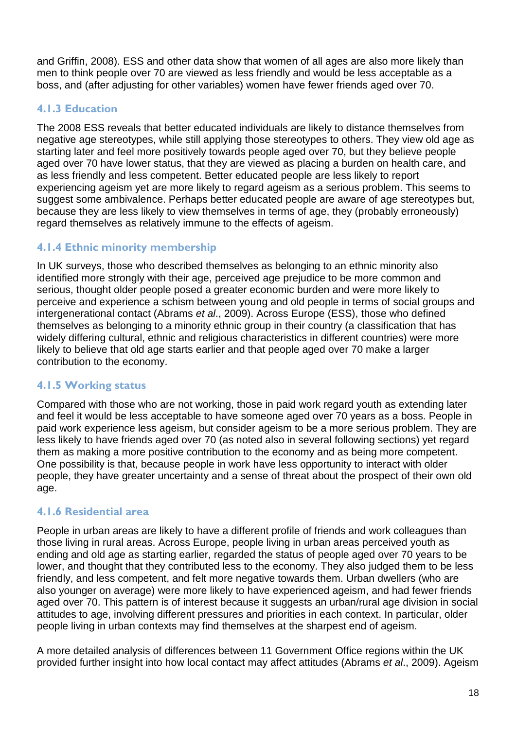and Griffin, 2008). ESS and other data show that women of all ages are also more likely than men to think people over 70 are viewed as less friendly and would be less acceptable as a boss, and (after adjusting for other variables) women have fewer friends aged over 70.

### 4.1.3 Education

The 2008 ESS reveals that better educated individuals are likely to distance themselves from negative age stereotypes, while still applying those stereotypes to others. They view old age as starting later and feel more positively towards people aged over 70, but they believe people aged over 70 have lower status, that they are viewed as placing a burden on health care, and as less friendly and less competent. Better educated people are less likely to report experiencing ageism yet are more likely to regard ageism as a serious problem. This seems to suggest some ambivalence. Perhaps better educated people are aware of age stereotypes but, because they are less likely to view themselves in terms of age, they (probably erroneously) regard themselves as relatively immune to the effects of ageism.

### 4.1.4 Ethnic minority membership

In UK surveys, those who described themselves as belonging to an ethnic minority also identified more strongly with their age, perceived age prejudice to be more common and serious, thought older people posed a greater economic burden and were more likely to perceive and experience a schism between young and old people in terms of social groups and intergenerational contact (Abrams *et al*., 2009). Across Europe (ESS), those who defined themselves as belonging to a minority ethnic group in their country (a classification that has widely differing cultural, ethnic and religious characteristics in different countries) were more likely to believe that old age starts earlier and that people aged over 70 make a larger contribution to the economy.

### 4.1.5 Working status

Compared with those who are not working, those in paid work regard youth as extending later and feel it would be less acceptable to have someone aged over 70 years as a boss. People in paid work experience less ageism, but consider ageism to be a more serious problem. They are less likely to have friends aged over 70 (as noted also in several following sections) yet regard them as making a more positive contribution to the economy and as being more competent. One possibility is that, because people in work have less opportunity to interact with older people, they have greater uncertainty and a sense of threat about the prospect of their own old age.

### 4.1.6 Residential area

People in urban areas are likely to have a different profile of friends and work colleagues than those living in rural areas. Across Europe, people living in urban areas perceived youth as ending and old age as starting earlier, regarded the status of people aged over 70 years to be lower, and thought that they contributed less to the economy. They also judged them to be less friendly, and less competent, and felt more negative towards them. Urban dwellers (who are also younger on average) were more likely to have experienced ageism, and had fewer friends aged over 70. This pattern is of interest because it suggests an urban/rural age division in social attitudes to age, involving different pressures and priorities in each context. In particular, older people living in urban contexts may find themselves at the sharpest end of ageism.

A more detailed analysis of differences between 11 Government Office regions within the UK provided further insight into how local contact may affect attitudes (Abrams *et al*., 2009). Ageism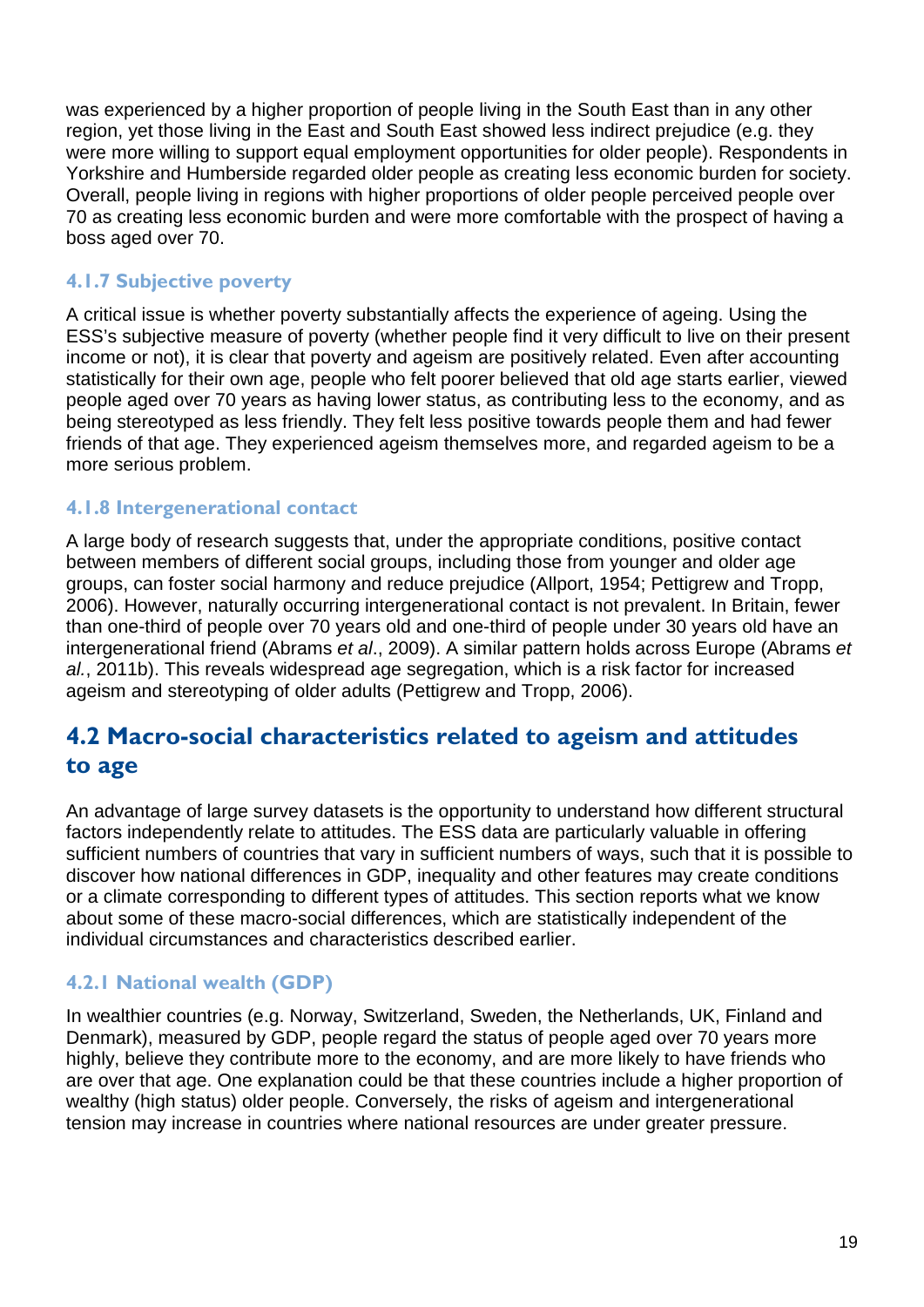was experienced by a higher proportion of people living in the South East than in any other region, yet those living in the East and South East showed less indirect prejudice (e.g. they were more willing to support equal employment opportunities for older people). Respondents in Yorkshire and Humberside regarded older people as creating less economic burden for society. Overall, people living in regions with higher proportions of older people perceived people over 70 as creating less economic burden and were more comfortable with the prospect of having a boss aged over 70.

### 4.1.7 Subjective poverty

A critical issue is whether poverty substantially affects the experience of ageing. Using the ESS's subjective measure of poverty (whether people find it very difficult to live on their present income or not), it is clear that poverty and ageism are positively related. Even after accounting statistically for their own age, people who felt poorer believed that old age starts earlier, viewed people aged over 70 years as having lower status, as contributing less to the economy, and as being stereotyped as less friendly. They felt less positive towards people them and had fewer friends of that age. They experienced ageism themselves more, and regarded ageism to be a more serious problem.

### 4.1.8 Intergenerational contact

A large body of research suggests that, under the appropriate conditions, positive contact between members of different social groups, including those from younger and older age groups, can foster social harmony and reduce prejudice (Allport, 1954; Pettigrew and Tropp, 2006). However, naturally occurring intergenerational contact is not prevalent. In Britain, fewer than one-third of people over 70 years old and one-third of people under 30 years old have an intergenerational friend (Abrams *et al*., 2009). A similar pattern holds across Europe (Abrams *et al.*, 2011b). This reveals widespread age segregation, which is a risk factor for increased ageism and stereotyping of older adults (Pettigrew and Tropp, 2006).

## 4.2 Macro-social characteristics related to ageism and attitudes to age

An advantage of large survey datasets is the opportunity to understand how different structural factors independently relate to attitudes. The ESS data are particularly valuable in offering sufficient numbers of countries that vary in sufficient numbers of ways, such that it is possible to discover how national differences in GDP, inequality and other features may create conditions or a climate corresponding to different types of attitudes. This section reports what we know about some of these macro-social differences, which are statistically independent of the individual circumstances and characteristics described earlier.

### 4.2.1 National wealth (GDP)

In wealthier countries (e.g. Norway, Switzerland, Sweden, the Netherlands, UK, Finland and Denmark), measured by GDP, people regard the status of people aged over 70 years more highly, believe they contribute more to the economy, and are more likely to have friends who are over that age. One explanation could be that these countries include a higher proportion of wealthy (high status) older people. Conversely, the risks of ageism and intergenerational tension may increase in countries where national resources are under greater pressure.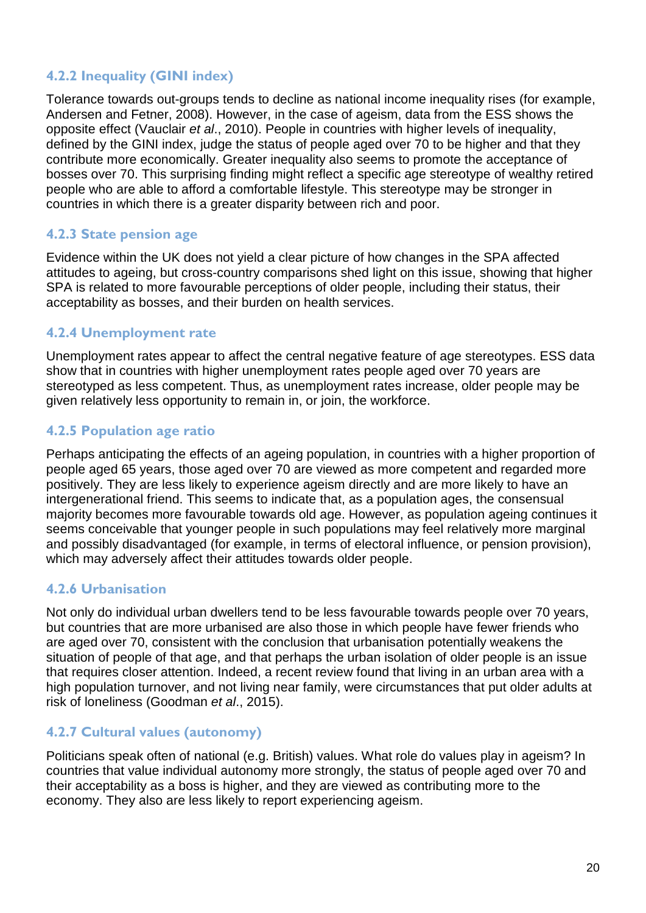### 4.2.2 Inequality (GINI index)

Tolerance towards out-groups tends to decline as national income inequality rises (for example, Andersen and Fetner, 2008). However, in the case of ageism, data from the ESS shows the opposite effect (Vauclair *et al*., 2010). People in countries with higher levels of inequality, defined by the GINI index, judge the status of people aged over 70 to be higher and that they contribute more economically. Greater inequality also seems to promote the acceptance of bosses over 70. This surprising finding might reflect a specific age stereotype of wealthy retired people who are able to afford a comfortable lifestyle. This stereotype may be stronger in countries in which there is a greater disparity between rich and poor.

### 4.2.3 State pension age

Evidence within the UK does not yield a clear picture of how changes in the SPA affected attitudes to ageing, but cross-country comparisons shed light on this issue, showing that higher SPA is related to more favourable perceptions of older people, including their status, their acceptability as bosses, and their burden on health services.

### 4.2.4 Unemployment rate

Unemployment rates appear to affect the central negative feature of age stereotypes. ESS data show that in countries with higher unemployment rates people aged over 70 years are stereotyped as less competent. Thus, as unemployment rates increase, older people may be given relatively less opportunity to remain in, or join, the workforce.

### 4.2.5 Population age ratio

Perhaps anticipating the effects of an ageing population, in countries with a higher proportion of people aged 65 years, those aged over 70 are viewed as more competent and regarded more positively. They are less likely to experience ageism directly and are more likely to have an intergenerational friend. This seems to indicate that, as a population ages, the consensual majority becomes more favourable towards old age. However, as population ageing continues it seems conceivable that younger people in such populations may feel relatively more marginal and possibly disadvantaged (for example, in terms of electoral influence, or pension provision), which may adversely affect their attitudes towards older people.

### 4.2.6 Urbanisation

Not only do individual urban dwellers tend to be less favourable towards people over 70 years, but countries that are more urbanised are also those in which people have fewer friends who are aged over 70, consistent with the conclusion that urbanisation potentially weakens the situation of people of that age, and that perhaps the urban isolation of older people is an issue that requires closer attention. Indeed, a recent review found that living in an urban area with a high population turnover, and not living near family, were circumstances that put older adults at risk of loneliness (Goodman *et al*., 2015).

### 4.2.7 Cultural values (autonomy)

Politicians speak often of national (e.g. British) values. What role do values play in ageism? In countries that value individual autonomy more strongly, the status of people aged over 70 and their acceptability as a boss is higher, and they are viewed as contributing more to the economy. They also are less likely to report experiencing ageism.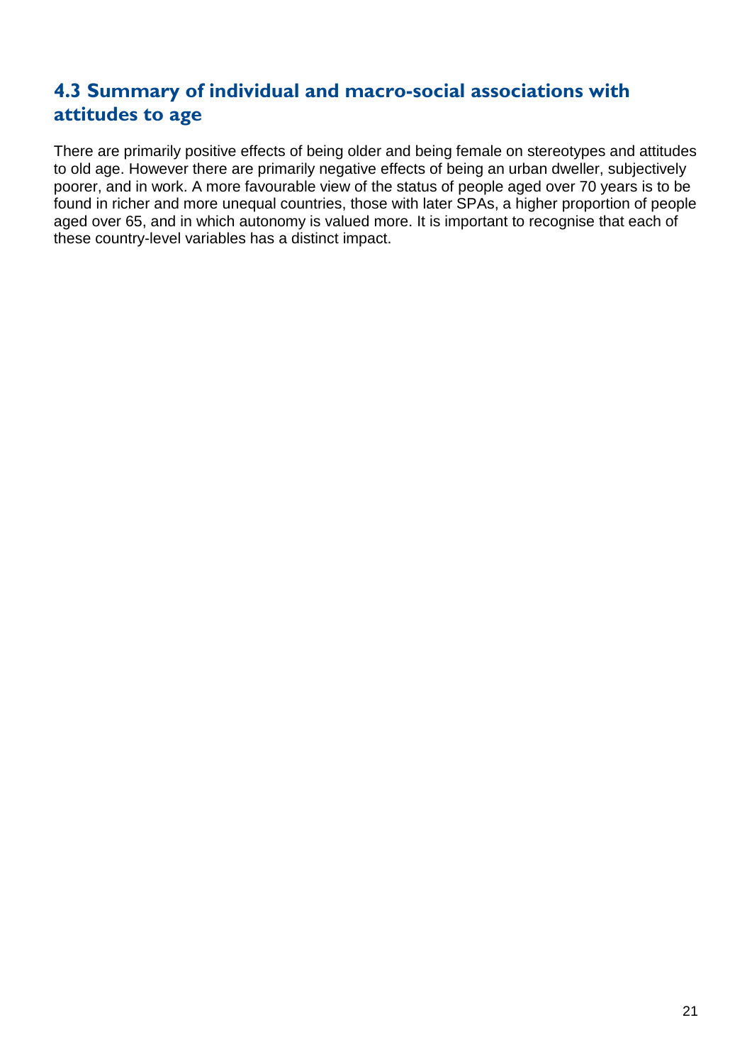## 4.3 Summary of individual and macro-social associations with attitudes to age

There are primarily positive effects of being older and being female on stereotypes and attitudes to old age. However there are primarily negative effects of being an urban dweller, subjectively poorer, and in work. A more favourable view of the status of people aged over 70 years is to be found in richer and more unequal countries, those with later SPAs, a higher proportion of people aged over 65, and in which autonomy is valued more. It is important to recognise that each of these country-level variables has a distinct impact.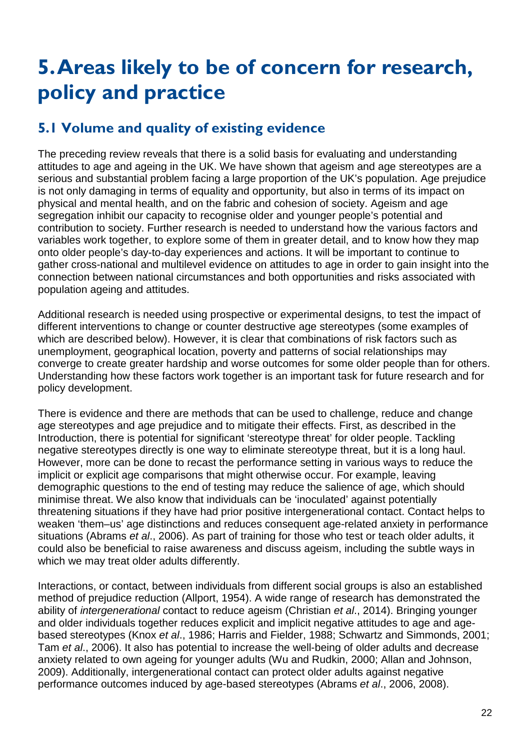# 5. Areas likely to be of concern for research, policy and practice

## 5.1 Volume and quality of existing evidence

The preceding review reveals that there is a solid basis for evaluating and understanding attitudes to age and ageing in the UK. We have shown that ageism and age stereotypes are a serious and substantial problem facing a large proportion of the UK's population. Age prejudice is not only damaging in terms of equality and opportunity, but also in terms of its impact on physical and mental health, and on the fabric and cohesion of society. Ageism and age segregation inhibit our capacity to recognise older and younger people's potential and contribution to society. Further research is needed to understand how the various factors and variables work together, to explore some of them in greater detail, and to know how they map onto older people's day-to-day experiences and actions. It will be important to continue to gather cross-national and multilevel evidence on attitudes to age in order to gain insight into the connection between national circumstances and both opportunities and risks associated with population ageing and attitudes.

Additional research is needed using prospective or experimental designs, to test the impact of different interventions to change or counter destructive age stereotypes (some examples of which are described below). However, it is clear that combinations of risk factors such as unemployment, geographical location, poverty and patterns of social relationships may converge to create greater hardship and worse outcomes for some older people than for others. Understanding how these factors work together is an important task for future research and for policy development.

There is evidence and there are methods that can be used to challenge, reduce and change age stereotypes and age prejudice and to mitigate their effects. First, as described in the Introduction, there is potential for significant 'stereotype threat' for older people. Tackling negative stereotypes directly is one way to eliminate stereotype threat, but it is a long haul. However, more can be done to recast the performance setting in various ways to reduce the implicit or explicit age comparisons that might otherwise occur. For example, leaving demographic questions to the end of testing may reduce the salience of age, which should minimise threat. We also know that individuals can be 'inoculated' against potentially threatening situations if they have had prior positive intergenerational contact. Contact helps to weaken 'them–us' age distinctions and reduces consequent age-related anxiety in performance situations (Abrams *et al*., 2006). As part of training for those who test or teach older adults, it could also be beneficial to raise awareness and discuss ageism, including the subtle ways in which we may treat older adults differently.

Interactions, or contact, between individuals from different social groups is also an established method of prejudice reduction (Allport, 1954). A wide range of research has demonstrated the ability of *intergenerational* contact to reduce ageism (Christian *et al*., 2014). Bringing younger and older individuals together reduces explicit and implicit negative attitudes to age and age-based stereotypes (Knox *et al*., 1986; Harris and Fielder, 1988; Schwartz and Simmonds, 2001; Tam *et al*., 2006). It also has potential to increase the well-being of older adults and decrease anxiety related to own ageing for younger adults (Wu and Rudkin, 2000; Allan and Johnson, 2009). Additionally, intergenerational contact can protect older adults against negative performance outcomes induced by age-based stereotypes (Abrams *et al*., 2006, 2008).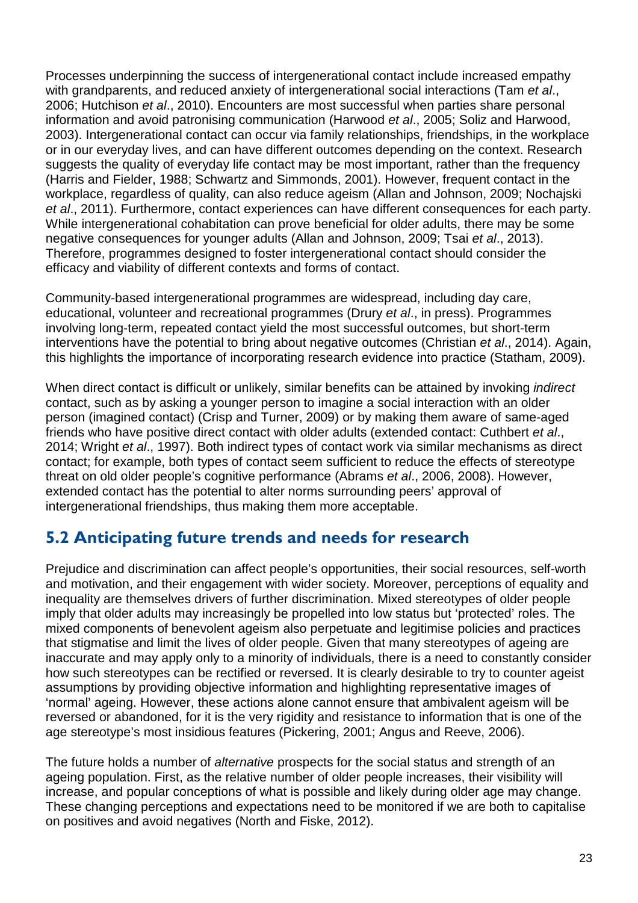Processes underpinning the success of intergenerational contact include increased empathy with grandparents, and reduced anxiety of intergenerational social interactions (Tam *et al*., 2006; Hutchison *et al*., 2010). Encounters are most successful when parties share personal information and avoid patronising communication (Harwood *et al*., 2005; Soliz and Harwood, 2003). Intergenerational contact can occur via family relationships, friendships, in the workplace or in our everyday lives, and can have different outcomes depending on the context. Research suggests the quality of everyday life contact may be most important, rather than the frequency (Harris and Fielder, 1988; Schwartz and Simmonds, 2001). However, frequent contact in the workplace, regardless of quality, can also reduce ageism (Allan and Johnson, 2009; Nochajski *et al*., 2011). Furthermore, contact experiences can have different consequences for each party. While intergenerational cohabitation can prove beneficial for older adults, there may be some negative consequences for younger adults (Allan and Johnson, 2009; Tsai *et al*., 2013). Therefore, programmes designed to foster intergenerational contact should consider the efficacy and viability of different contexts and forms of contact.

Community-based intergenerational programmes are widespread, including day care, educational, volunteer and recreational programmes (Drury *et al*., in press). Programmes involving long-term, repeated contact yield the most successful outcomes, but short-term interventions have the potential to bring about negative outcomes (Christian *et al*., 2014). Again, this highlights the importance of incorporating research evidence into practice (Statham, 2009).

When direct contact is difficult or unlikely, similar benefits can be attained by invoking *indirect* contact, such as by asking a younger person to imagine a social interaction with an older person (imagined contact) (Crisp and Turner, 2009) or by making them aware of same-aged friends who have positive direct contact with older adults (extended contact: Cuthbert *et al*., 2014; Wright *et al*., 1997). Both indirect types of contact work via similar mechanisms as direct contact; for example, both types of contact seem sufficient to reduce the effects of stereotype threat on old older people's cognitive performance (Abrams *et al*., 2006, 2008). However, extended contact has the potential to alter norms surrounding peers' approval of intergenerational friendships, thus making them more acceptable.

## 5.2 Anticipating future trends and needs for research

Prejudice and discrimination can affect people's opportunities, their social resources, self-worth and motivation, and their engagement with wider society. Moreover, perceptions of equality and inequality are themselves drivers of further discrimination. Mixed stereotypes of older people imply that older adults may increasingly be propelled into low status but 'protected' roles. The mixed components of benevolent ageism also perpetuate and legitimise policies and practices that stigmatise and limit the lives of older people. Given that many stereotypes of ageing are inaccurate and may apply only to a minority of individuals, there is a need to constantly consider how such stereotypes can be rectified or reversed. It is clearly desirable to try to counter ageist assumptions by providing objective information and highlighting representative images of 'normal' ageing. However, these actions alone cannot ensure that ambivalent ageism will be reversed or abandoned, for it is the very rigidity and resistance to information that is one of the age stereotype's most insidious features (Pickering, 2001; Angus and Reeve, 2006).

The future holds a number of *alternative* prospects for the social status and strength of an ageing population. First, as the relative number of older people increases, their visibility will increase, and popular conceptions of what is possible and likely during older age may change. These changing perceptions and expectations need to be monitored if we are both to capitalise on positives and avoid negatives (North and Fiske, 2012).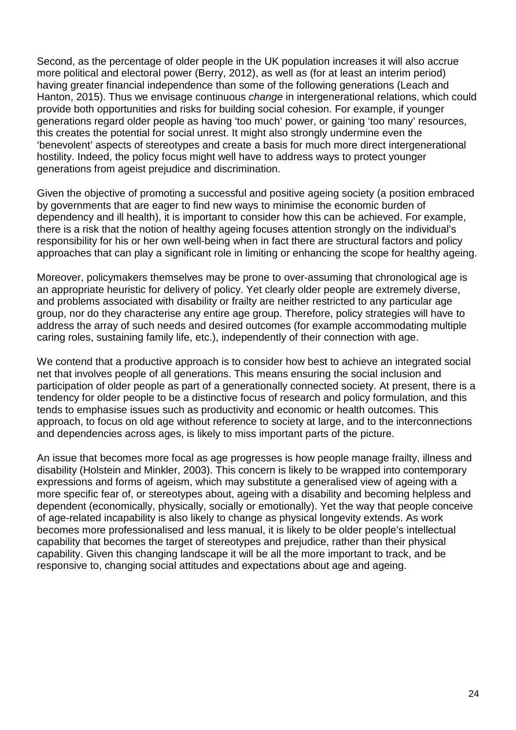Second, as the percentage of older people in the UK population increases it will also accrue more political and electoral power (Berry, 2012), as well as (for at least an interim period) having greater financial independence than some of the following generations (Leach and Hanton, 2015). Thus we envisage continuous *change* in intergenerational relations, which could provide both opportunities and risks for building social cohesion. For example, if younger generations regard older people as having 'too much' power, or gaining 'too many' resources, this creates the potential for social unrest. It might also strongly undermine even the 'benevolent' aspects of stereotypes and create a basis for much more direct intergenerational hostility. Indeed, the policy focus might well have to address ways to protect younger generations from ageist prejudice and discrimination.

Given the objective of promoting a successful and positive ageing society (a position embraced by governments that are eager to find new ways to minimise the economic burden of dependency and ill health), it is important to consider how this can be achieved. For example, there is a risk that the notion of healthy ageing focuses attention strongly on the individual's responsibility for his or her own well-being when in fact there are structural factors and policy approaches that can play a significant role in limiting or enhancing the scope for healthy ageing.

Moreover, policymakers themselves may be prone to over-assuming that chronological age is an appropriate heuristic for delivery of policy. Yet clearly older people are extremely diverse, and problems associated with disability or frailty are neither restricted to any particular age group, nor do they characterise any entire age group. Therefore, policy strategies will have to address the array of such needs and desired outcomes (for example accommodating multiple caring roles, sustaining family life, etc.), independently of their connection with age.

We contend that a productive approach is to consider how best to achieve an integrated social net that involves people of all generations. This means ensuring the social inclusion and participation of older people as part of a generationally connected society. At present, there is a tendency for older people to be a distinctive focus of research and policy formulation, and this tends to emphasise issues such as productivity and economic or health outcomes. This approach, to focus on old age without reference to society at large, and to the interconnections and dependencies across ages, is likely to miss important parts of the picture.

An issue that becomes more focal as age progresses is how people manage frailty, illness and disability (Holstein and Minkler, 2003). This concern is likely to be wrapped into contemporary expressions and forms of ageism, which may substitute a generalised view of ageing with a more specific fear of, or stereotypes about, ageing with a disability and becoming helpless and dependent (economically, physically, socially or emotionally). Yet the way that people conceive of age-related incapability is also likely to change as physical longevity extends. As work becomes more professionalised and less manual, it is likely to be older people's intellectual capability that becomes the target of stereotypes and prejudice, rather than their physical capability. Given this changing landscape it will be all the more important to track, and be responsive to, changing social attitudes and expectations about age and ageing.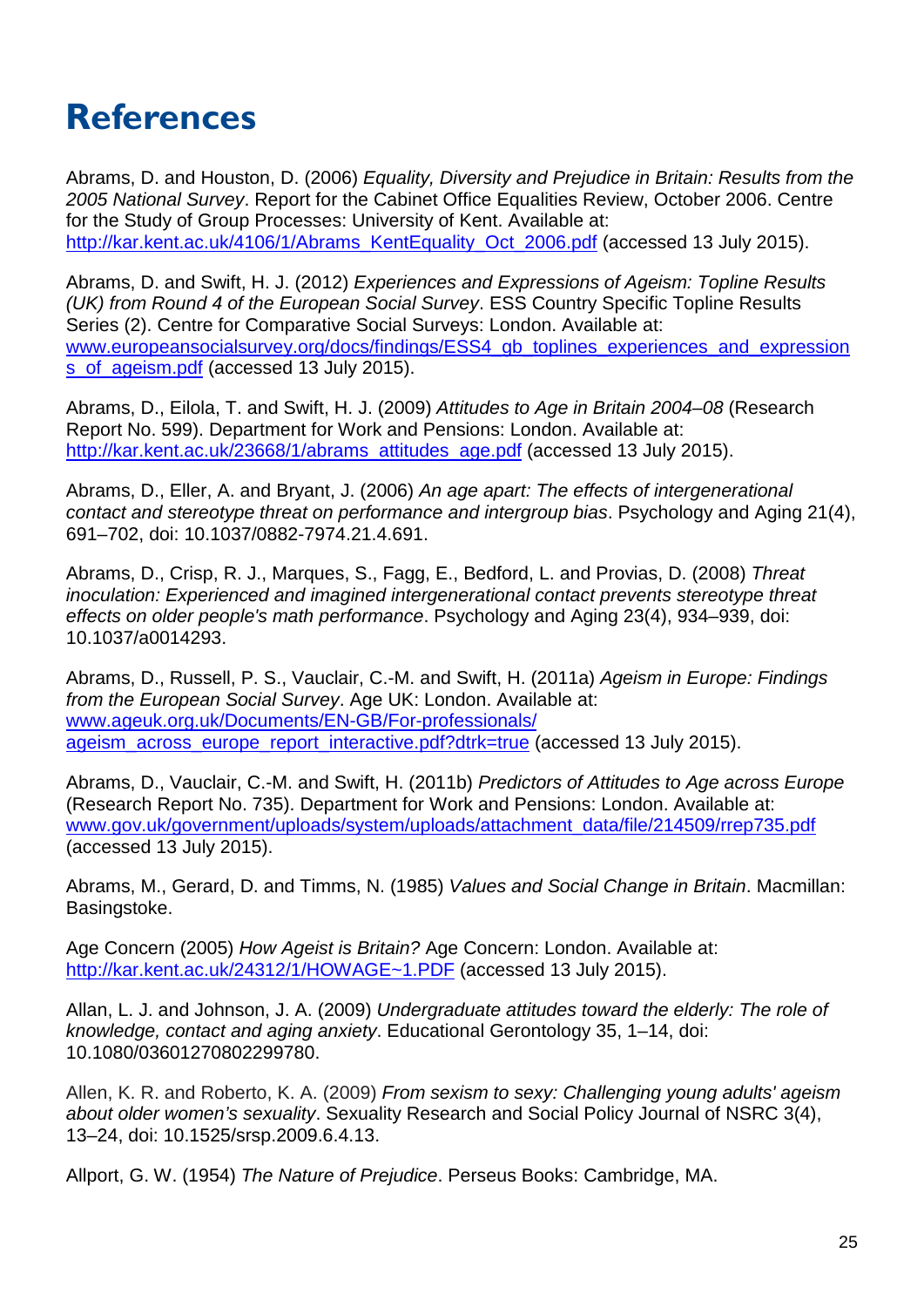# References

Abrams, D. and Houston, D. (2006) *Equality, Diversity and Prejudice in Britain: Results from the 2005 National Survey*. Report for the Cabinet Office Equalities Review, October 2006. Centre for the Study of Group Processes: University of Kent. Available at: http://kar.kent.ac.uk/4106/1/Abrams_KentEquality_Oct_2006.pdf (accessed 13 July 2015).

Abrams, D. and Swift, H. J. (2012) *Experiences and Expressions of Ageism: Topline Results (UK) from Round 4 of the European Social Survey*. ESS Country Specific Topline Results Series (2). Centre for Comparative Social Surveys: London. Available at: www.europeansocialsurvey.org/docs/findings/ESS4_gb_toplines_experiences_and_expressions_of_ageism.pdf (accessed 13 July 2015).

Abrams, D., Eilola, T. and Swift, H. J. (2009) *Attitudes to Age in Britain 2004–08* (Research Report No. 599). Department for Work and Pensions: London. Available at: http://kar.kent.ac.uk/23668/1/abrams_attitudes_age.pdf (accessed 13 July 2015).

Abrams, D., Eller, A. and Bryant, J. (2006) *An age apart: The effects of intergenerational contact and stereotype threat on performance and intergroup bias*. Psychology and Aging 21(4), 691–702, doi: 10.1037/0882-7974.21.4.691.

Abrams, D., Crisp, R. J., Marques, S., Fagg, E., Bedford, L. and Provias, D. (2008) *Threat inoculation: Experienced and imagined intergenerational contact prevents stereotype threat effects on older people's math performance*. Psychology and Aging 23(4), 934–939, doi: 10.1037/a0014293.

Abrams, D., Russell, P. S., Vauclair, C.-M. and Swift, H. (2011a) *Ageism in Europe: Findings from the European Social Survey*. Age UK: London. Available at: www.ageuk.org.uk/Documents/EN-GB/For-professionals/ageism_across_europe_report_interactive.pdf?dtrk=true (accessed 13 July 2015).

Abrams, D., Vauclair, C.-M. and Swift, H. (2011b) *Predictors of Attitudes to Age across Europe* (Research Report No. 735). Department for Work and Pensions: London. Available at: www.gov.uk/government/uploads/system/uploads/attachment_data/file/214509/rrep735.pdf (accessed 13 July 2015).

Abrams, M., Gerard, D. and Timms, N. (1985) *Values and Social Change in Britain*. Macmillan: Basingstoke.

Age Concern (2005) *How Ageist is Britain?* Age Concern: London. Available at: http://kar.kent.ac.uk/24312/1/HOWAGE~1.PDF (accessed 13 July 2015).

Allan, L. J. and Johnson, J. A. (2009) *Undergraduate attitudes toward the elderly: The role of knowledge, contact and aging anxiety*. Educational Gerontology 35, 1–14, doi: 10.1080/03601270802299780.

Allen, K. R. and Roberto, K. A. (2009) *From sexism to sexy: Challenging young adults' ageism about older women's sexuality*. Sexuality Research and Social Policy Journal of NSRC 3(4), 13–24, doi: 10.1525/srsp.2009.6.4.13.

Allport, G. W. (1954) *The Nature of Prejudice*. Perseus Books: Cambridge, MA.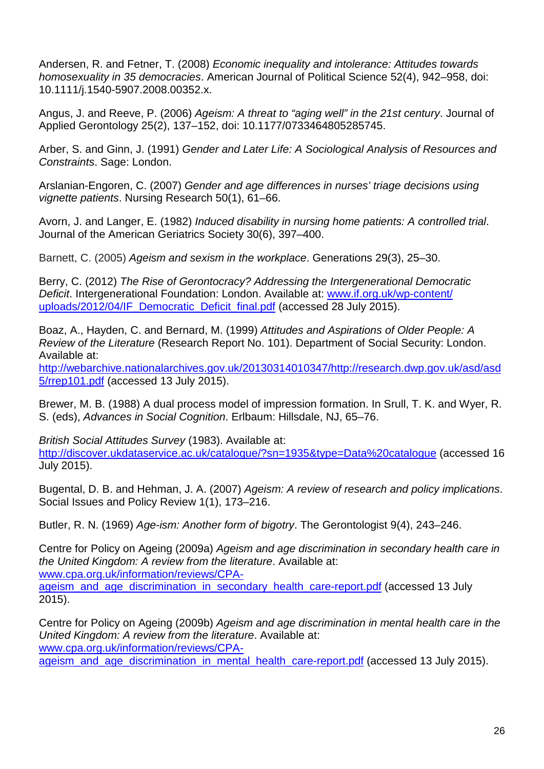Andersen, R. and Fetner, T. (2008) *Economic inequality and intolerance: Attitudes towards homosexuality in 35 democracies*. American Journal of Political Science 52(4), 942–958, doi: 10.1111/j.1540-5907.2008.00352.x.

Angus, J. and Reeve, P. (2006) *Ageism: A threat to "aging well" in the 21st century*. Journal of Applied Gerontology 25(2), 137–152, doi: 10.1177/0733464805285745.

Arber, S. and Ginn, J. (1991) *Gender and Later Life: A Sociological Analysis of Resources and Constraints*. Sage: London.

Arslanian-Engoren, C. (2007) *Gender and age differences in nurses' triage decisions using vignette patients*. Nursing Research 50(1), 61–66.

Avorn, J. and Langer, E. (1982) *Induced disability in nursing home patients: A controlled trial*. Journal of the American Geriatrics Society 30(6), 397–400.

Barnett, C. (2005) *Ageism and sexism in the workplace*. Generations 29(3), 25–30.

Berry, C. (2012) *The Rise of Gerontocracy? Addressing the Intergenerational Democratic Deficit*. Intergenerational Foundation: London. Available at: www.if.org.uk/wp-content/uploads/2012/04/IF_Democratic_Deficit_final.pdf (accessed 28 July 2015).

Boaz, A., Hayden, C. and Bernard, M. (1999) *Attitudes and Aspirations of Older People: A Review of the Literature* (Research Report No. 101). Department of Social Security: London. Available at: http://webarchive.nationalarchives.gov.uk/20130314010347/http://research.dwp.gov.uk/asd/asd5/rrep101.pdf (accessed 13 July 2015).

Brewer, M. B. (1988) A dual process model of impression formation. In Srull, T. K. and Wyer, R. S. (eds), *Advances in Social Cognition*. Erlbaum: Hillsdale, NJ, 65–76.

*British Social Attitudes Survey* (1983). Available at: http://discover.ukdataservice.ac.uk/catalogue/?sn=1935&type=Data%20catalogue (accessed 16 July 2015).

Bugental, D. B. and Hehman, J. A. (2007) *Ageism: A review of research and policy implications*. Social Issues and Policy Review 1(1), 173–216.

Butler, R. N. (1969) *Age-ism: Another form of bigotry*. The Gerontologist 9(4), 243–246.

Centre for Policy on Ageing (2009a) *Ageism and age discrimination in secondary health care in the United Kingdom: A review from the literature*. Available at: www.cpa.org.uk/information/reviews/CPA-ageism_and_age_discrimination_in_secondary_health_care-report.pdf (accessed 13 July 2015).

Centre for Policy on Ageing (2009b) *Ageism and age discrimination in mental health care in the United Kingdom: A review from the literature*. Available at: www.cpa.org.uk/information/reviews/CPA-ageism_and_age_discrimination_in_mental_health_care-report.pdf (accessed 13 July 2015).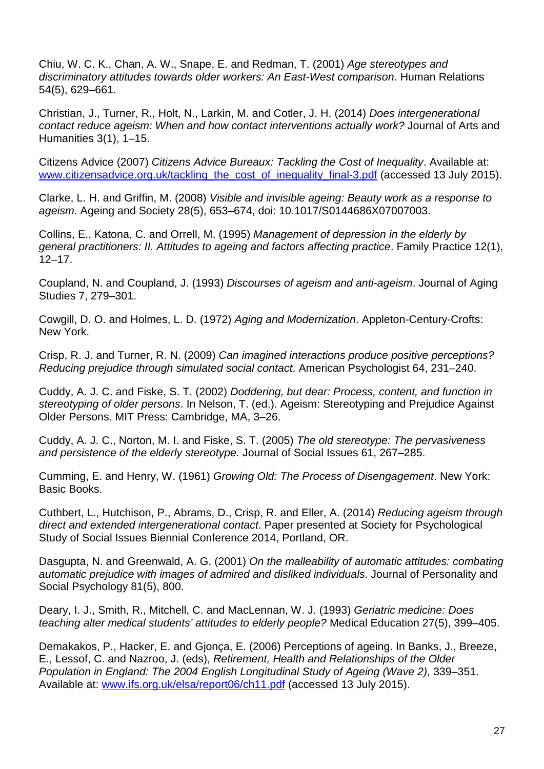Chiu, W. C. K., Chan, A. W., Snape, E. and Redman, T. (2001) *Age stereotypes and discriminatory attitudes towards older workers: An East-West comparison*. Human Relations 54(5), 629–661.

Christian, J., Turner, R., Holt, N., Larkin, M. and Cotler, J. H. (2014) *Does intergenerational contact reduce ageism: When and how contact interventions actually work?* Journal of Arts and Humanities 3(1), 1–15.

Citizens Advice (2007) *Citizens Advice Bureaux: Tackling the Cost of Inequality*. Available at: [www.citizensadvice.org.uk/tackling_the_cost_of_inequality_final-3.pdf](www.citizensadvice.org.uk/tackling_the_cost_of_inequality_final-3.pdf) (accessed 13 July 2015).

Clarke, L. H. and Griffin, M. (2008) *Visible and invisible ageing: Beauty work as a response to ageism*. Ageing and Society 28(5), 653–674, doi: 10.1017/S0144686X07007003.

Collins, E., Katona, C. and Orrell, M. (1995) *Management of depression in the elderly by general practitioners: II. Attitudes to ageing and factors affecting practice*. Family Practice 12(1), 12–17.

Coupland, N. and Coupland, J. (1993) *Discourses of ageism and anti-ageism*. Journal of Aging Studies 7, 279–301.

Cowgill, D. O. and Holmes, L. D. (1972) *Aging and Modernization*. Appleton-Century-Crofts: New York.

Crisp, R. J. and Turner, R. N. (2009) *Can imagined interactions produce positive perceptions? Reducing prejudice through simulated social contact*. American Psychologist 64, 231–240.

Cuddy, A. J. C. and Fiske, S. T. (2002) *Doddering, but dear: Process, content, and function in stereotyping of older persons*. In Nelson, T. (ed.). Ageism: Stereotyping and Prejudice Against Older Persons. MIT Press: Cambridge, MA, 3–26.

Cuddy, A. J. C., Norton, M. I. and Fiske, S. T. (2005) *The old stereotype: The pervasiveness and persistence of the elderly stereotype.* Journal of Social Issues 61, 267–285.

Cumming, E. and Henry, W. (1961) *Growing Old: The Process of Disengagement*. New York: Basic Books.

Cuthbert, L., Hutchison, P., Abrams, D., Crisp, R. and Eller, A. (2014) *Reducing ageism through direct and extended intergenerational contact*. Paper presented at Society for Psychological Study of Social Issues Biennial Conference 2014, Portland, OR.

Dasgupta, N. and Greenwald, A. G. (2001) *On the malleability of automatic attitudes: combating automatic prejudice with images of admired and disliked individuals*. Journal of Personality and Social Psychology 81(5), 800.

Deary, I. J., Smith, R., Mitchell, C. and MacLennan, W. J. (1993) *Geriatric medicine: Does teaching alter medical students' attitudes to elderly people?* Medical Education 27(5), 399–405.

Demakakos, P., Hacker, E. and Gjonça, E. (2006) Perceptions of ageing. In Banks, J., Breeze, E., Lessof, C. and Nazroo, J. (eds), *Retirement, Health and Relationships of the Older Population in England: The 2004 English Longitudinal Study of Ageing (Wave 2)*, 339–351. Available at: [www.ifs.org.uk/elsa/report06/ch11.pdf](www.ifs.org.uk/elsa/report06/ch11.pdf) (accessed 13 July 2015).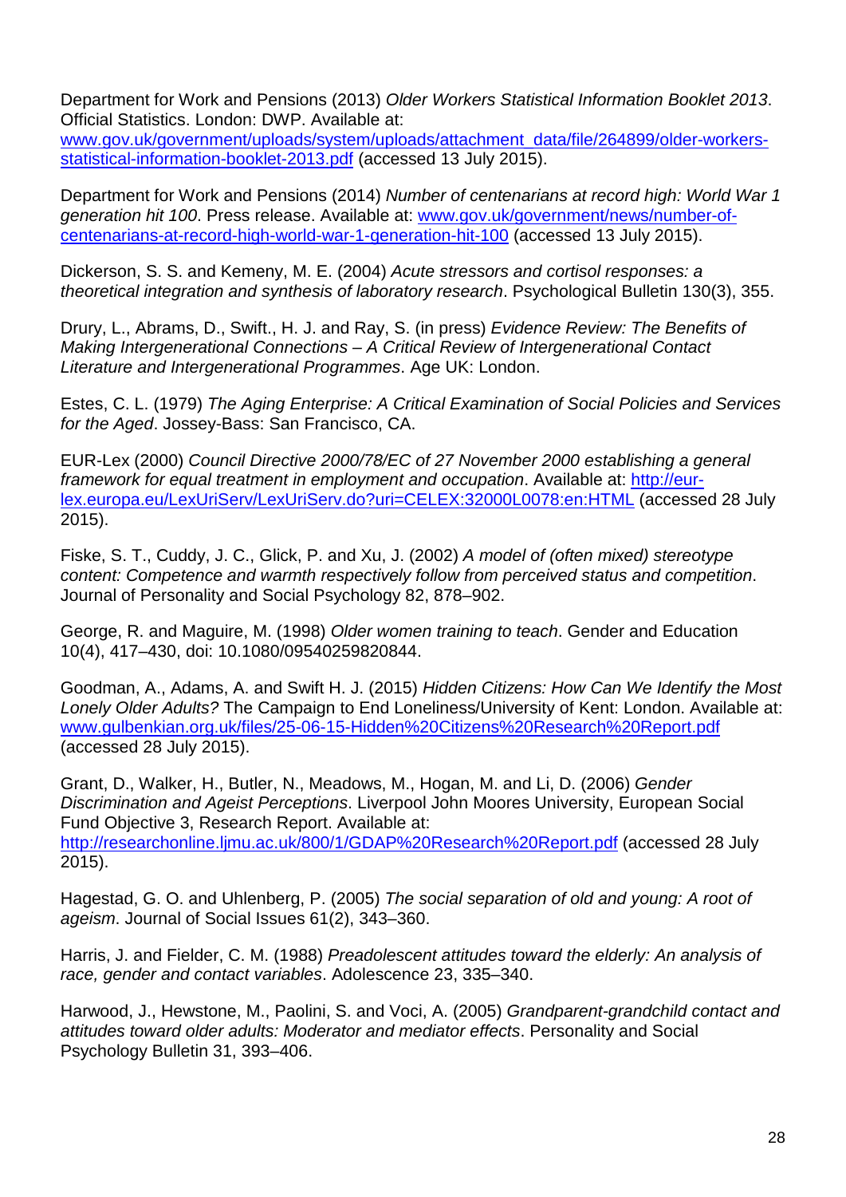Department for Work and Pensions (2013) *Older Workers Statistical Information Booklet 2013*. Official Statistics. London: DWP. Available at: www.gov.uk/government/uploads/system/uploads/attachment_data/file/264899/older-workers-statistical-information-booklet-2013.pdf (accessed 13 July 2015).

Department for Work and Pensions (2014) *Number of centenarians at record high: World War 1 generation hit 100*. Press release. Available at: www.gov.uk/government/news/number-of-centenarians-at-record-high-world-war-1-generation-hit-100 (accessed 13 July 2015).

Dickerson, S. S. and Kemeny, M. E. (2004) *Acute stressors and cortisol responses: a theoretical integration and synthesis of laboratory research*. Psychological Bulletin 130(3), 355.

Drury, L., Abrams, D., Swift., H. J. and Ray, S. (in press) *Evidence Review: The Benefits of Making Intergenerational Connections – A Critical Review of Intergenerational Contact Literature and Intergenerational Programmes*. Age UK: London.

Estes, C. L. (1979) *The Aging Enterprise: A Critical Examination of Social Policies and Services for the Aged*. Jossey-Bass: San Francisco, CA.

EUR-Lex (2000) *Council Directive 2000/78/EC of 27 November 2000 establishing a general framework for equal treatment in employment and occupation*. Available at: http://eur-lex.europa.eu/LexUriServ/LexUriServ.do?uri=CELEX:32000L0078:en:HTML (accessed 28 July 2015).

Fiske, S. T., Cuddy, J. C., Glick, P. and Xu, J. (2002) *A model of (often mixed) stereotype content: Competence and warmth respectively follow from perceived status and competition*. Journal of Personality and Social Psychology 82, 878–902.

George, R. and Maguire, M. (1998) *Older women training to teach*. Gender and Education 10(4), 417–430, doi: 10.1080/09540259820844.

Goodman, A., Adams, A. and Swift H. J. (2015) *Hidden Citizens: How Can We Identify the Most Lonely Older Adults?* The Campaign to End Loneliness/University of Kent: London. Available at: www.gulbenkian.org.uk/files/25-06-15-Hidden%20Citizens%20Research%20Report.pdf (accessed 28 July 2015).

Grant, D., Walker, H., Butler, N., Meadows, M., Hogan, M. and Li, D. (2006) *Gender Discrimination and Ageist Perceptions*. Liverpool John Moores University, European Social Fund Objective 3, Research Report. Available at: http://researchonline.ljmu.ac.uk/800/1/GDAP%20Research%20Report.pdf (accessed 28 July 2015).

Hagestad, G. O. and Uhlenberg, P. (2005) *The social separation of old and young: A root of ageism*. Journal of Social Issues 61(2), 343–360.

Harris, J. and Fielder, C. M. (1988) *Preadolescent attitudes toward the elderly: An analysis of race, gender and contact variables*. Adolescence 23, 335–340.

Harwood, J., Hewstone, M., Paolini, S. and Voci, A. (2005) *Grandparent-grandchild contact and attitudes toward older adults: Moderator and mediator effects*. Personality and Social Psychology Bulletin 31, 393–406.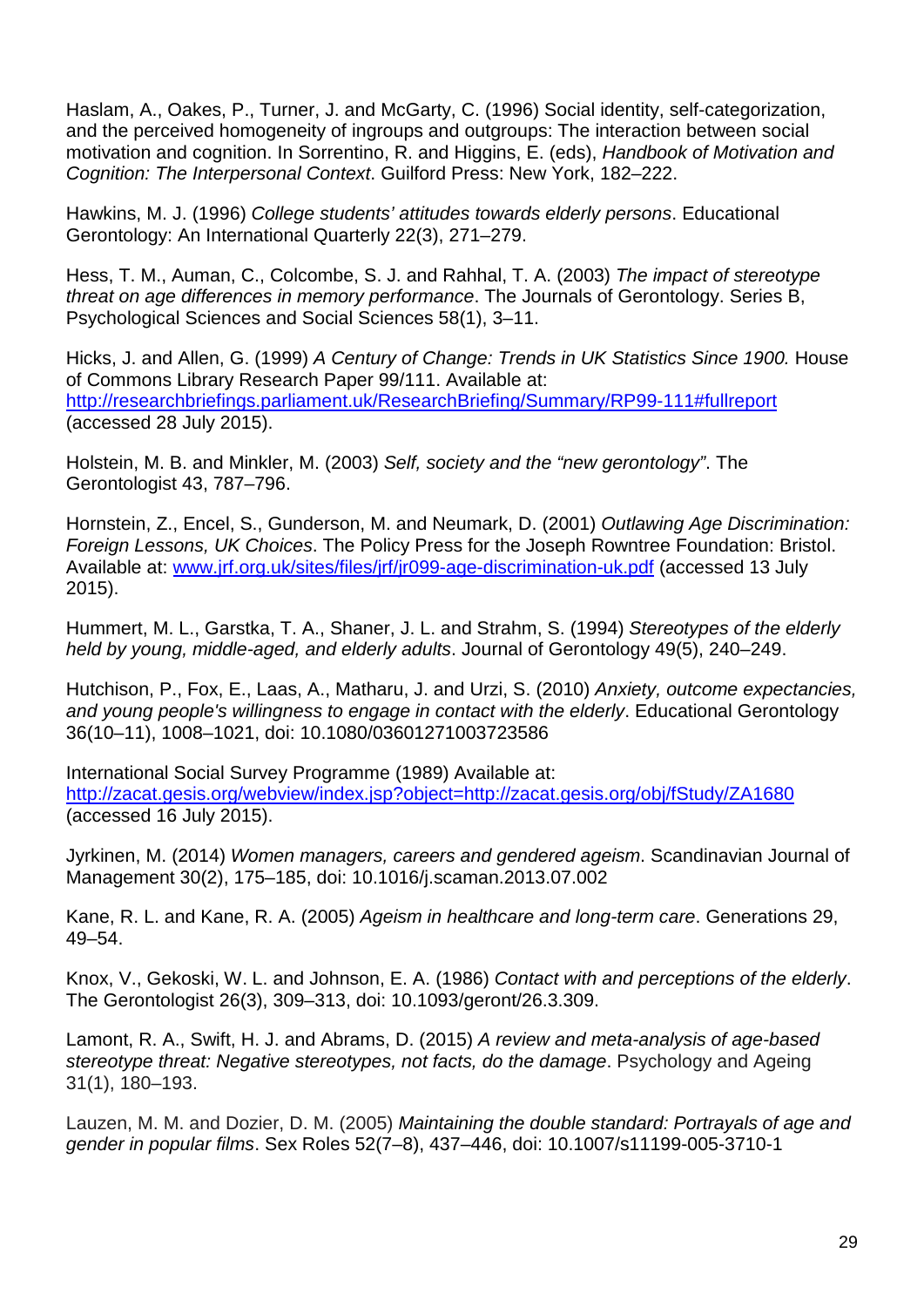Haslam, A., Oakes, P., Turner, J. and McGarty, C. (1996) Social identity, self-categorization, and the perceived homogeneity of ingroups and outgroups: The interaction between social motivation and cognition. In Sorrentino, R. and Higgins, E. (eds), *Handbook of Motivation and Cognition: The Interpersonal Context*. Guilford Press: New York, 182–222.

Hawkins, M. J. (1996) *College students' attitudes towards elderly persons*. Educational Gerontology: An International Quarterly 22(3), 271–279.

Hess, T. M., Auman, C., Colcombe, S. J. and Rahhal, T. A. (2003) *The impact of stereotype threat on age differences in memory performance*. The Journals of Gerontology. Series B, Psychological Sciences and Social Sciences 58(1), 3–11.

Hicks, J. and Allen, G. (1999) *A Century of Change: Trends in UK Statistics Since 1900.* House of Commons Library Research Paper 99/111. Available at: http://researchbriefings.parliament.uk/ResearchBriefing/Summary/RP99-111#fullreport (accessed 28 July 2015).

Holstein, M. B. and Minkler, M. (2003) *Self, society and the "new gerontology"*. The Gerontologist 43, 787–796.

Hornstein, Z., Encel, S., Gunderson, M. and Neumark, D. (2001) *Outlawing Age Discrimination: Foreign Lessons, UK Choices*. The Policy Press for the Joseph Rowntree Foundation: Bristol. Available at: www.jrf.org.uk/sites/files/jrf/jr099-age-discrimination-uk.pdf (accessed 13 July 2015).

Hummert, M. L., Garstka, T. A., Shaner, J. L. and Strahm, S. (1994) *Stereotypes of the elderly held by young, middle-aged, and elderly adults*. Journal of Gerontology 49(5), 240–249.

Hutchison, P., Fox, E., Laas, A., Matharu, J. and Urzi, S. (2010) *Anxiety, outcome expectancies, and young people's willingness to engage in contact with the elderly*. Educational Gerontology 36(10–11), 1008–1021, doi: 10.1080/03601271003723586

International Social Survey Programme (1989) Available at: http://zacat.gesis.org/webview/index.jsp?object=http://zacat.gesis.org/obj/fStudy/ZA1680 (accessed 16 July 2015).

Jyrkinen, M. (2014) *Women managers, careers and gendered ageism*. Scandinavian Journal of Management 30(2), 175–185, doi: 10.1016/j.scaman.2013.07.002

Kane, R. L. and Kane, R. A. (2005) *Ageism in healthcare and long-term care*. Generations 29, 49–54.

Knox, V., Gekoski, W. L. and Johnson, E. A. (1986) *Contact with and perceptions of the elderly*. The Gerontologist 26(3), 309–313, doi: 10.1093/geront/26.3.309.

Lamont, R. A., Swift, H. J. and Abrams, D. (2015) *A review and meta-analysis of age-based stereotype threat: Negative stereotypes, not facts, do the damage*. Psychology and Ageing 31(1), 180–193.

Lauzen, M. M. and Dozier, D. M. (2005) *Maintaining the double standard: Portrayals of age and gender in popular films*. Sex Roles 52(7–8), 437–446, doi: 10.1007/s11199-005-3710-1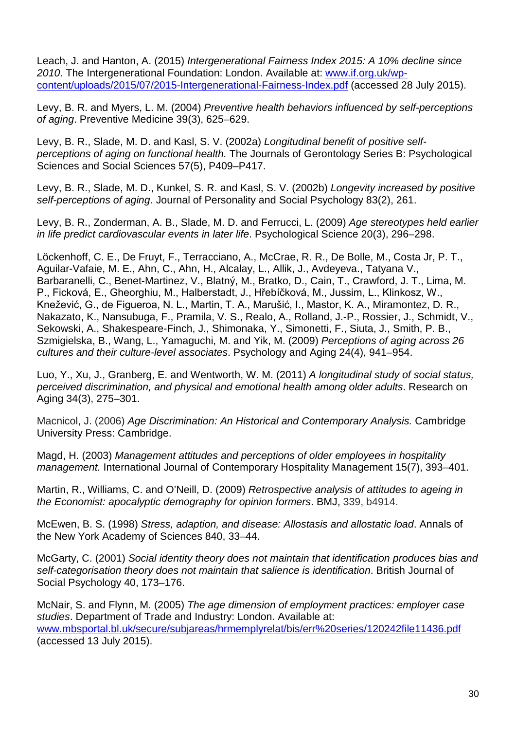Leach, J. and Hanton, A. (2015) *Intergenerational Fairness Index 2015: A 10% decline since 2010*. The Intergenerational Foundation: London. Available at: [www.if.org.uk/wp-content/uploads/2015/07/2015-Intergenerational-Fairness-Index.pdf](www.if.org.uk/wp-content/uploads/2015/07/2015-Intergenerational-Fairness-Index.pdf) (accessed 28 July 2015).

Levy, B. R. and Myers, L. M. (2004) *Preventive health behaviors influenced by self-perceptions of aging*. Preventive Medicine 39(3), 625–629.

Levy, B. R., Slade, M. D. and Kasl, S. V. (2002a) *Longitudinal benefit of positive self-perceptions of aging on functional health.* The Journals of Gerontology Series B: Psychological Sciences and Social Sciences 57(5), P409–P417.

Levy, B. R., Slade, M. D., Kunkel, S. R. and Kasl, S. V. (2002b) *Longevity increased by positive self-perceptions of aging*. Journal of Personality and Social Psychology 83(2), 261.

Levy, B. R., Zonderman, A. B., Slade, M. D. and Ferrucci, L. (2009) *Age stereotypes held earlier in life predict cardiovascular events in later life*. Psychological Science 20(3), 296–298.

Löckenhoff, C. E., De Fruyt, F., Terracciano, A., McCrae, R. R., De Bolle, M., Costa Jr, P. T., Aguilar-Vafaie, M. E., Ahn, C., Ahn, H., Alcalay, L., Allik, J., Avdeyeva., Tatyana V., Barbaranelli, C., Benet-Martinez, V., Blatný, M., Bratko, D., Cain, T., Crawford, J. T., Lima, M. P., Ficková, E., Gheorghiu, M., Halberstadt, J., Hřebíčková, M., Jussim, L., Klinkosz, W., Knežević, G., de Figueroa, N. L., Martin, T. A., Marušić, I., Mastor, K. A., Miramontez, D. R., Nakazato, K., Nansubuga, F., Pramila, V. S., Realo, A., Rolland, J.-P., Rossier, J., Schmidt, V., Sekowski, A., Shakespeare-Finch, J., Shimonaka, Y., Simonetti, F., Siuta, J., Smith, P. B., Szmigielska, B., Wang, L., Yamaguchi, M. and Yik, M. (2009) *Perceptions of aging across 26 cultures and their culture-level associates*. Psychology and Aging 24(4), 941–954.

Luo, Y., Xu, J., Granberg, E. and Wentworth, W. M. (2011) *A longitudinal study of social status, perceived discrimination, and physical and emotional health among older adults*. Research on Aging 34(3), 275–301.

Macnicol, J. (2006) *Age Discrimination: An Historical and Contemporary Analysis.* Cambridge University Press: Cambridge.

Magd, H. (2003) *Management attitudes and perceptions of older employees in hospitality management.* International Journal of Contemporary Hospitality Management 15(7), 393–401.

Martin, R., Williams, C. and O'Neill, D. (2009) *Retrospective analysis of attitudes to ageing in the Economist: apocalyptic demography for opinion formers*. BMJ, 339, b4914.

McEwen, B. S. (1998) *Stress, adaption, and disease: Allostasis and allostatic load*. Annals of the New York Academy of Sciences 840, 33–44.

McGarty, C. (2001) *Social identity theory does not maintain that identification produces bias and self-categorisation theory does not maintain that salience is identification*. British Journal of Social Psychology 40, 173–176.

McNair, S. and Flynn, M. (2005) *The age dimension of employment practices: employer case studies*. Department of Trade and Industry: London. Available at: [www.mbsportal.bl.uk/secure/subjareas/hrmemplyrelat/bis/err%20series/120242file11436.pdf](www.mbsportal.bl.uk/secure/subjareas/hrmemplyrelat/bis/err%20series/120242file11436.pdf) (accessed 13 July 2015).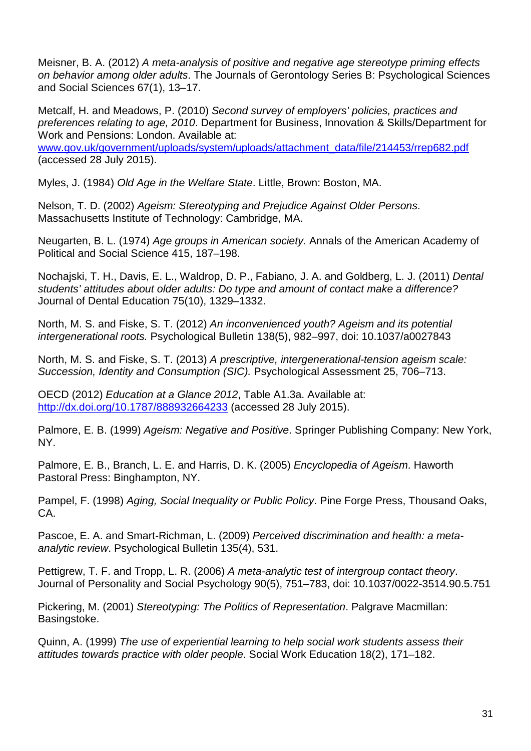Meisner, B. A. (2012) *A meta-analysis of positive and negative age stereotype priming effects on behavior among older adults*. The Journals of Gerontology Series B: Psychological Sciences and Social Sciences 67(1), 13–17.

Metcalf, H. and Meadows, P. (2010) *Second survey of employers' policies, practices and preferences relating to age, 2010*. Department for Business, Innovation & Skills/Department for Work and Pensions: London. Available at: www.gov.uk/government/uploads/system/uploads/attachment_data/file/214453/rrep682.pdf (accessed 28 July 2015).

Myles, J. (1984) *Old Age in the Welfare State*. Little, Brown: Boston, MA.

Nelson, T. D. (2002) *Ageism: Stereotyping and Prejudice Against Older Persons*. Massachusetts Institute of Technology: Cambridge, MA.

Neugarten, B. L. (1974) *Age groups in American society*. Annals of the American Academy of Political and Social Science 415, 187–198.

Nochajski, T. H., Davis, E. L., Waldrop, D. P., Fabiano, J. A. and Goldberg, L. J. (2011) *Dental students' attitudes about older adults: Do type and amount of contact make a difference?* Journal of Dental Education 75(10), 1329–1332.

North, M. S. and Fiske, S. T. (2012) *An inconvenienced youth? Ageism and its potential intergenerational roots.* Psychological Bulletin 138(5), 982–997, doi: 10.1037/a0027843

North, M. S. and Fiske, S. T. (2013) *A prescriptive, intergenerational-tension ageism scale: Succession, Identity and Consumption (SIC).* Psychological Assessment 25, 706–713.

OECD (2012) *Education at a Glance 2012*, Table A1.3a. Available at: http://dx.doi.org/10.1787/888932664233 (accessed 28 July 2015).

Palmore, E. B. (1999) *Ageism: Negative and Positive*. Springer Publishing Company: New York, NY.

Palmore, E. B., Branch, L. E. and Harris, D. K. (2005) *Encyclopedia of Ageism*. Haworth Pastoral Press: Binghampton, NY.

Pampel, F. (1998) *Aging, Social Inequality or Public Policy*. Pine Forge Press, Thousand Oaks, CA.

Pascoe, E. A. and Smart-Richman, L. (2009) *Perceived discrimination and health: a meta-analytic review*. Psychological Bulletin 135(4), 531.

Pettigrew, T. F. and Tropp, L. R. (2006) *A meta-analytic test of intergroup contact theory*. Journal of Personality and Social Psychology 90(5), 751–783, doi: 10.1037/0022-3514.90.5.751

Pickering, M. (2001) *Stereotyping: The Politics of Representation*. Palgrave Macmillan: Basingstoke.

Quinn, A. (1999) *The use of experiential learning to help social work students assess their attitudes towards practice with older people*. Social Work Education 18(2), 171–182.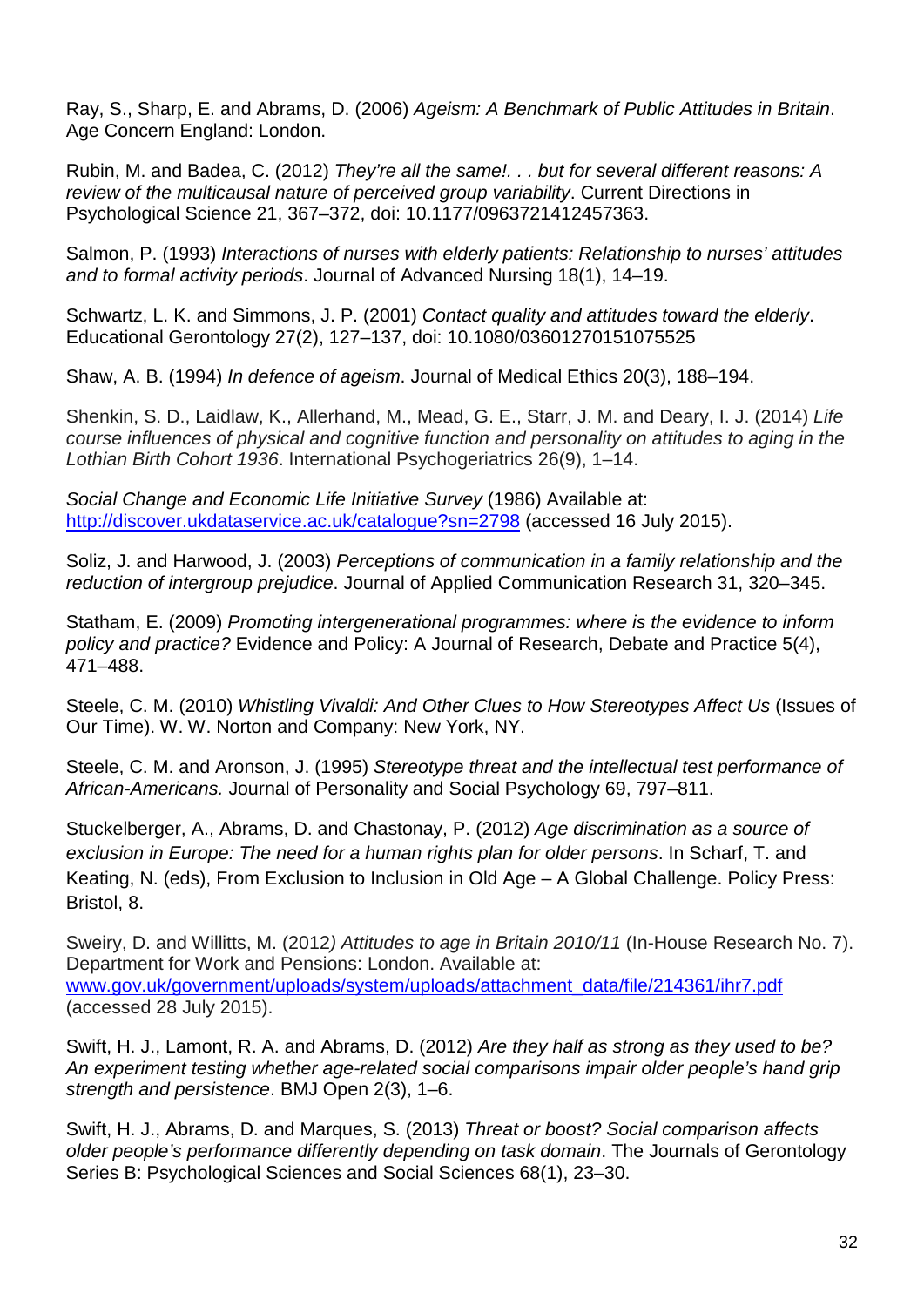Ray, S., Sharp, E. and Abrams, D. (2006) *Ageism: A Benchmark of Public Attitudes in Britain*. Age Concern England: London.

Rubin, M. and Badea, C. (2012) *They're all the same!. . . but for several different reasons: A review of the multicausal nature of perceived group variability*. Current Directions in Psychological Science 21, 367–372, doi: 10.1177/0963721412457363.

Salmon, P. (1993) *Interactions of nurses with elderly patients: Relationship to nurses' attitudes and to formal activity periods*. Journal of Advanced Nursing 18(1), 14–19.

Schwartz, L. K. and Simmons, J. P. (2001) *Contact quality and attitudes toward the elderly*. Educational Gerontology 27(2), 127–137, doi: 10.1080/03601270151075525

Shaw, A. B. (1994) *In defence of ageism*. Journal of Medical Ethics 20(3), 188–194.

Shenkin, S. D., Laidlaw, K., Allerhand, M., Mead, G. E., Starr, J. M. and Deary, I. J. (2014) *Life course influences of physical and cognitive function and personality on attitudes to aging in the Lothian Birth Cohort 1936*. International Psychogeriatrics 26(9), 1–14.

*Social Change and Economic Life Initiative Survey* (1986) Available at: http://discover.ukdataservice.ac.uk/catalogue?sn=2798 (accessed 16 July 2015).

Soliz, J. and Harwood, J. (2003) *Perceptions of communication in a family relationship and the reduction of intergroup prejudice*. Journal of Applied Communication Research 31, 320–345.

Statham, E. (2009) *Promoting intergenerational programmes: where is the evidence to inform policy and practice?* Evidence and Policy: A Journal of Research, Debate and Practice 5(4), 471–488.

Steele, C. M. (2010) *Whistling Vivaldi: And Other Clues to How Stereotypes Affect Us* (Issues of Our Time). W. W. Norton and Company: New York, NY.

Steele, C. M. and Aronson, J. (1995) *Stereotype threat and the intellectual test performance of African-Americans.* Journal of Personality and Social Psychology 69, 797–811.

Stuckelberger, A., Abrams, D. and Chastonay, P. (2012) *Age discrimination as a source of exclusion in Europe: The need for a human rights plan for older persons*. In Scharf, T. and Keating, N. (eds), From Exclusion to Inclusion in Old Age – A Global Challenge. Policy Press: Bristol, 8.

Sweiry, D. and Willitts, M. (2012*) Attitudes to age in Britain 2010/11* (In-House Research No. 7). Department for Work and Pensions: London. Available at: www.gov.uk/government/uploads/system/uploads/attachment_data/file/214361/ihr7.pdf (accessed 28 July 2015).

Swift, H. J., Lamont, R. A. and Abrams, D. (2012) *Are they half as strong as they used to be? An experiment testing whether age-related social comparisons impair older people's hand grip strength and persistence*. BMJ Open 2(3), 1–6.

Swift, H. J., Abrams, D. and Marques, S. (2013) *Threat or boost? Social comparison affects older people's performance differently depending on task domain*. The Journals of Gerontology Series B: Psychological Sciences and Social Sciences 68(1), 23–30.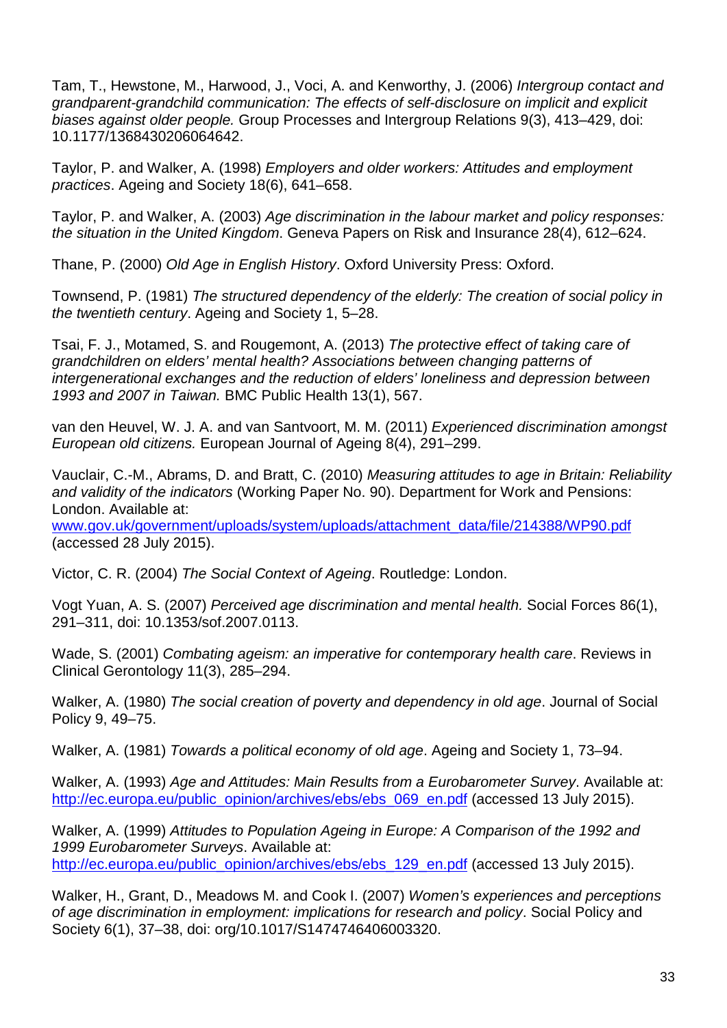Tam, T., Hewstone, M., Harwood, J., Voci, A. and Kenworthy, J. (2006) *Intergroup contact and grandparent-grandchild communication: The effects of self-disclosure on implicit and explicit biases against older people.* Group Processes and Intergroup Relations 9(3), 413–429, doi: 10.1177/1368430206064642.

Taylor, P. and Walker, A. (1998) *Employers and older workers: Attitudes and employment practices*. Ageing and Society 18(6), 641–658.

Taylor, P. and Walker, A. (2003) *Age discrimination in the labour market and policy responses: the situation in the United Kingdom*. Geneva Papers on Risk and Insurance 28(4), 612–624.

Thane, P. (2000) *Old Age in English History*. Oxford University Press: Oxford.

Townsend, P. (1981) *The structured dependency of the elderly: The creation of social policy in the twentieth century*. Ageing and Society 1, 5–28.

Tsai, F. J., Motamed, S. and Rougemont, A. (2013) *The protective effect of taking care of grandchildren on elders' mental health? Associations between changing patterns of intergenerational exchanges and the reduction of elders' loneliness and depression between 1993 and 2007 in Taiwan.* BMC Public Health 13(1), 567.

van den Heuvel, W. J. A. and van Santvoort, M. M. (2011) *Experienced discrimination amongst European old citizens.* European Journal of Ageing 8(4), 291–299.

Vauclair, C.-M., Abrams, D. and Bratt, C. (2010) *Measuring attitudes to age in Britain: Reliability and validity of the indicators* (Working Paper No. 90). Department for Work and Pensions: London. Available at: www.gov.uk/government/uploads/system/uploads/attachment_data/file/214388/WP90.pdf (accessed 28 July 2015).

Victor, C. R. (2004) *The Social Context of Ageing*. Routledge: London.

Vogt Yuan, A. S. (2007) *Perceived age discrimination and mental health.* Social Forces 86(1), 291–311, doi: 10.1353/sof.2007.0113.

Wade, S. (2001) *Combating ageism: an imperative for contemporary health care*. Reviews in Clinical Gerontology 11(3), 285–294.

Walker, A. (1980) *The social creation of poverty and dependency in old age*. Journal of Social Policy 9, 49–75.

Walker, A. (1981) *Towards a political economy of old age*. Ageing and Society 1, 73–94.

Walker, A. (1993) *Age and Attitudes: Main Results from a Eurobarometer Survey*. Available at: http://ec.europa.eu/public_opinion/archives/ebs/ebs_069_en.pdf (accessed 13 July 2015).

Walker, A. (1999) *Attitudes to Population Ageing in Europe: A Comparison of the 1992 and 1999 Eurobarometer Surveys*. Available at: http://ec.europa.eu/public_opinion/archives/ebs/ebs_129_en.pdf (accessed 13 July 2015).

Walker, H., Grant, D., Meadows M. and Cook I. (2007) *Women's experiences and perceptions of age discrimination in employment: implications for research and policy*. Social Policy and Society 6(1), 37–38, doi: org/10.1017/S1474746406003320.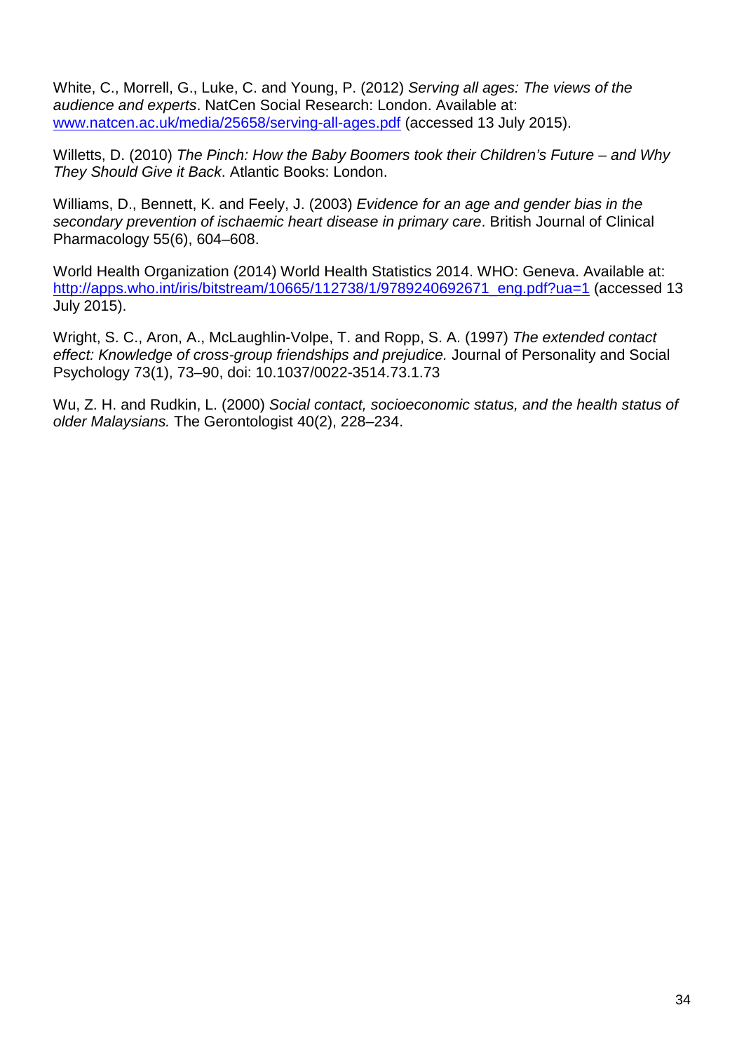White, C., Morrell, G., Luke, C. and Young, P. (2012) *Serving all ages: The views of the audience and experts*. NatCen Social Research: London. Available at: [www.natcen.ac.uk/media/25658/serving-all-ages.pdf](www.natcen.ac.uk/media/25658/serving-all-ages.pdf) (accessed 13 July 2015).

Willetts, D. (2010) *The Pinch: How the Baby Boomers took their Children's Future – and Why They Should Give it Back*. Atlantic Books: London.

Williams, D., Bennett, K. and Feely, J. (2003) *Evidence for an age and gender bias in the secondary prevention of ischaemic heart disease in primary care*. British Journal of Clinical Pharmacology 55(6), 604–608.

World Health Organization (2014) World Health Statistics 2014. WHO: Geneva. Available at: [http://apps.who.int/iris/bitstream/10665/112738/1/9789240692671_eng.pdf?ua=1](http://apps.who.int/iris/bitstream/10665/112738/1/9789240692671_eng.pdf?ua=1) (accessed 13 July 2015).

Wright, S. C., Aron, A., McLaughlin-Volpe, T. and Ropp, S. A. (1997) *The extended contact effect: Knowledge of cross-group friendships and prejudice.* Journal of Personality and Social Psychology 73(1), 73–90, doi: 10.1037/0022-3514.73.1.73

Wu, Z. H. and Rudkin, L. (2000) *Social contact, socioeconomic status, and the health status of older Malaysians.* The Gerontologist 40(2), 228–234.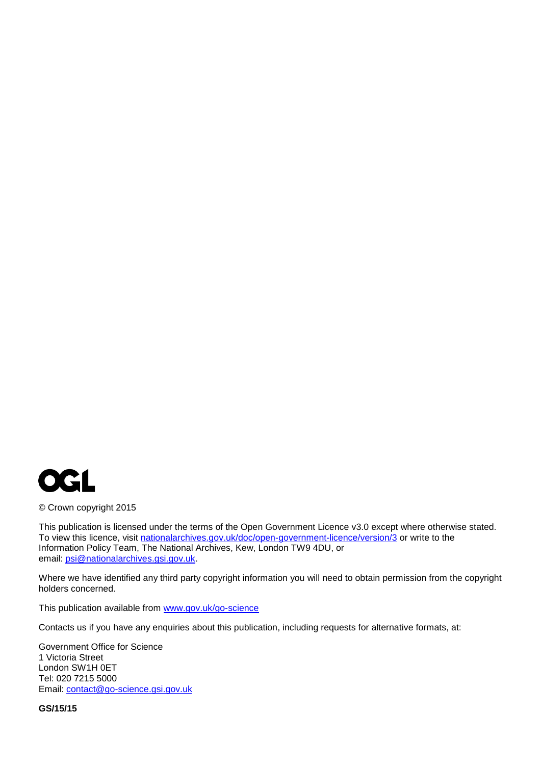OGL

© Crown copyright 2015

This publication is licensed under the terms of the Open Government Licence v3.0 except where otherwise stated. To view this licence, visit nationalarchives.gov.uk/doc/open-government-licence/version/3 or write to the Information Policy Team, The National Archives, Kew, London TW9 4DU, or email: psi@nationalarchives.gsi.gov.uk.

Where we have identified any third party copyright information you will need to obtain permission from the copyright holders concerned.

This publication available from www.gov.uk/go-science

Contacts us if you have any enquiries about this publication, including requests for alternative formats, at:

Government Office for Science
1 Victoria Street
London SW1H 0ET
Tel: 020 7215 5000
Email: contact@go-science.gsi.gov.uk

**GS/15/15**